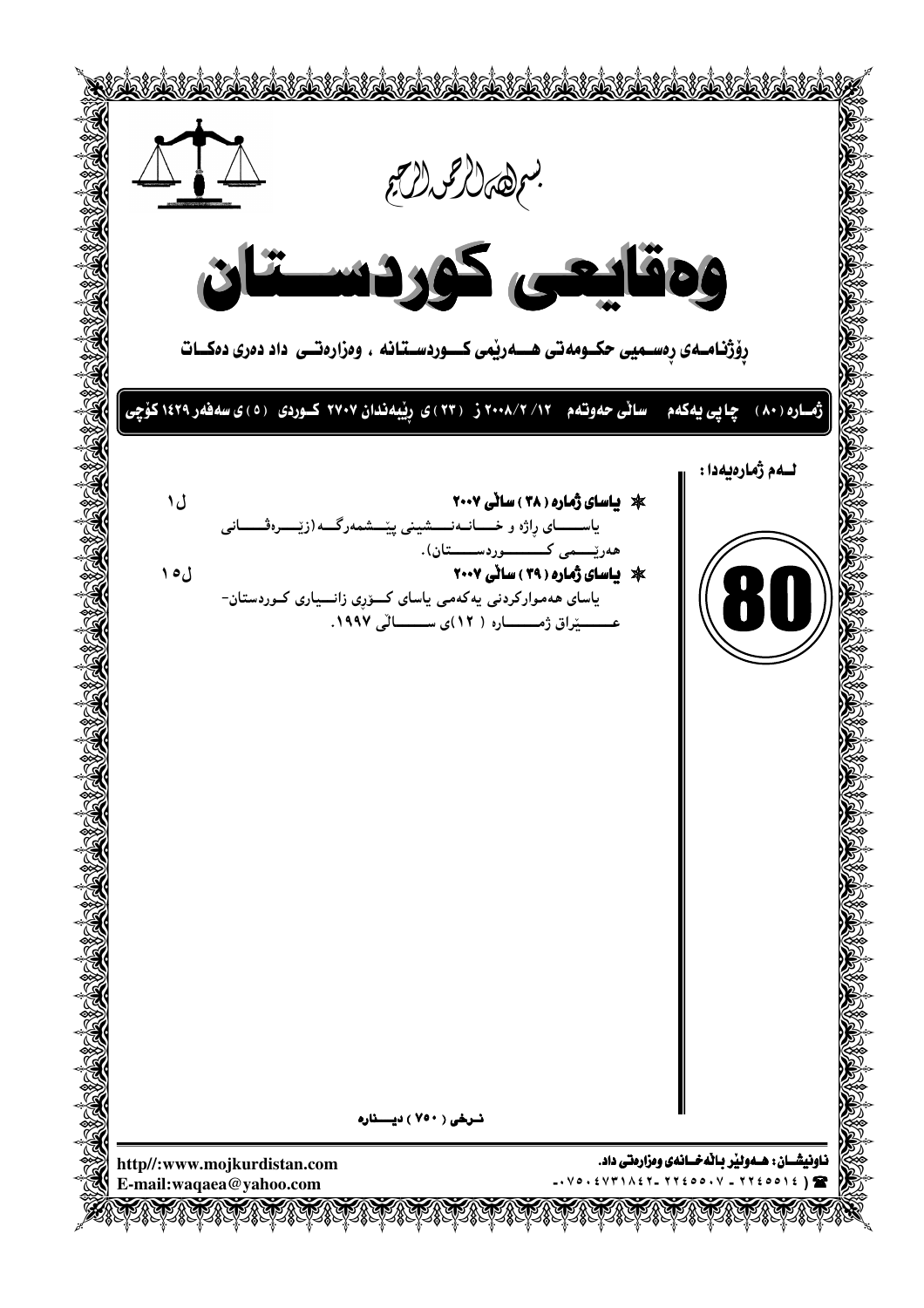بسم الله الرحمن الرحیم

# وەقایعی کوردستان

**ڕۆژنامەی ڕەسمیی حکومەتی هەرێمی کوردستانە ، وەزارەتی داد دەری دەکات**

**ژمارە (٨٠) چاپی یەکەم ساڵی حەوتەم ١٢/ ٢/ ٢٠٠٨ ز (٢٣) ی ڕێبەندان ٢٧٠٧ کوردی (٥) ی سەفەر ١٤٢٩ کۆچی**

**لەم ژمارەیەدا :**

**80**

- **یاسای ژمارە (٣٨) ساڵی ٢٠٠٧** ل١
  یاسای ڕاژە و خانەنشینی پێشمەرگە (زێرەڤانی هەرێمی کوردستان).
- **یاسای ژمارە (٣٩) ساڵی ٢٠٠٧** ل١٥
  یاسای هەموارکردنی یەکەمی یاسای کۆڕی زانیاری کوردستان- عێراق ژمارە (١٢)ی ساڵی ١٩٩٧.

نرخی (٧٥٠) دینارە

**ناونیشان: هەولێر باڵەخانەی وەزارەتی داد.**
☎ (٢٢٤٥٥١٤ - ٢٢٤٥٥٠٧ - ٠٧٥٠٤٧٣١٨٤٢-)

http//:www.mojkurdistan.com
E-mail:waqaea@yahoo.com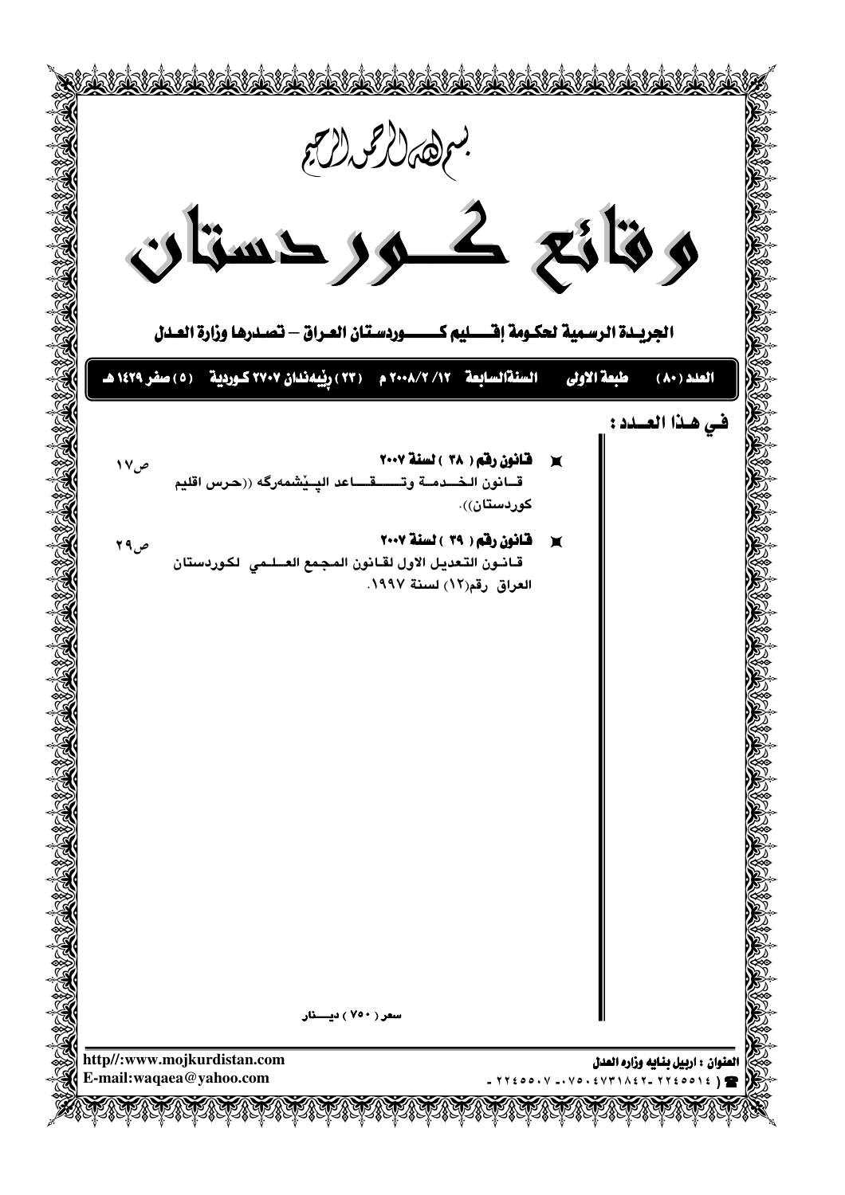بسم الله الرحمن الرحيم

# وقائع كوردستان

## الجريدة الرسمية لحكومة إقليم كوردستان العراق – تصدرها وزارة العدل

العدد (٨٠) طبعة الاولى السنةالسابعة ١٢/ ٢/ ٢٠٠٨م (٢٣) رێبەندان ٢٧٠٧ كوردية (٥) صفر ١٤٢٩ هـ

### في هذا العدد :

- **قانون رقم ( ٣٨ ) لسنة ٢٠٠٧** ص١٧
  قانون الخدمة وتقاعد الپێشمەرگە ((حرس اقليم كوردستان)).

- **قانون رقم ( ٣٩ ) لسنة ٢٠٠٧** ص٢٩
  قانون التعديل الاول لقانون المجمع العلمي لكوردستان العراق رقم(١٢) لسنة ١٩٩٧.

سعر ( ٧٥٠ ) دينار

http//:www.mojkurdistan.com
E-mail:waqaea@yahoo.com

العنوان : اربيل بناية وزاره العدل
☎ ( ٢٢٤٥٥١٤ - ٠٧٥٠٤٧٣١٨٤٢ - ٢٢٤٥٥٠٧ -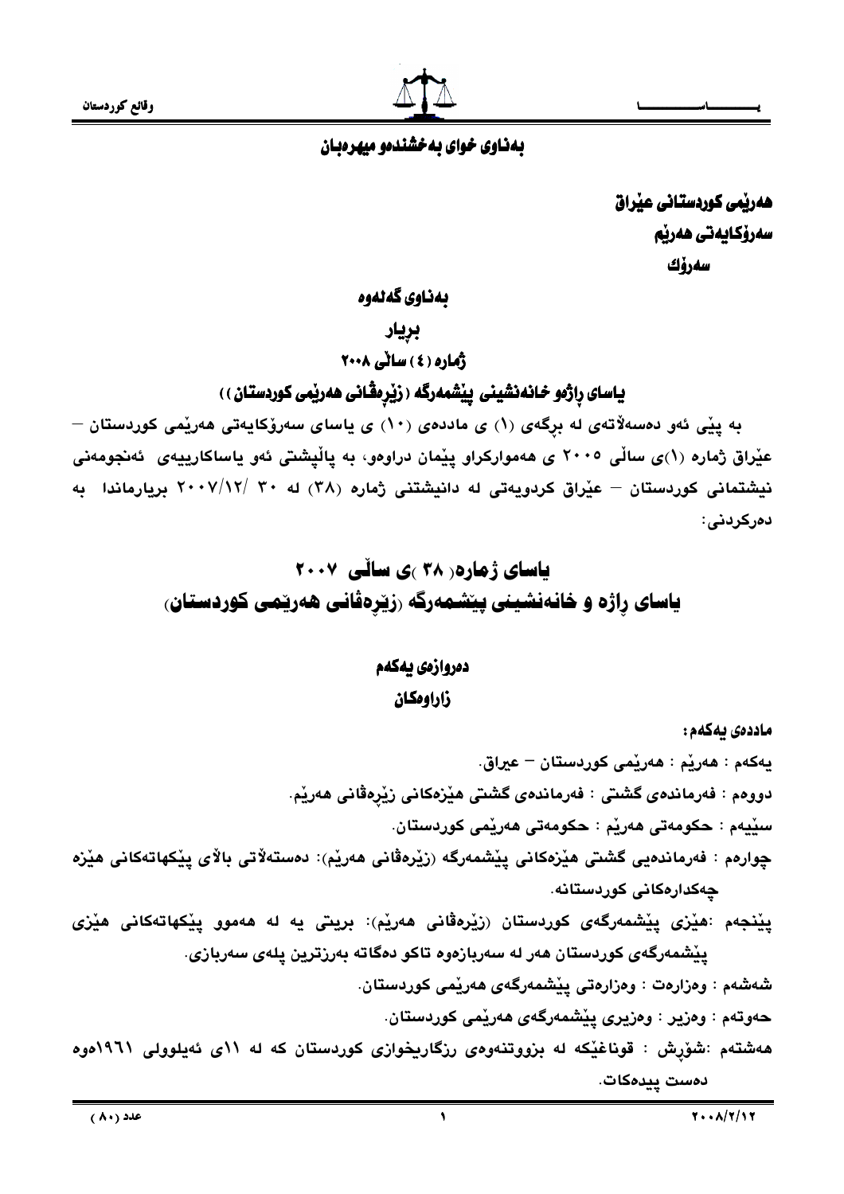بەناوی خوای بەخشندەو میهرەبان

**هەرێمی کوردستانی عێراق**
**سەرۆکایەتی هەرێم**
**سەرۆك**

## بەناوی گەلەوە

## بڕیار

## ژمارە (٤) ساڵی ٢٠٠٨

## یاسای ڕاژەو خانەنشینی پێشمەرگە (زێرەڤانی هەرێمی کوردستان))

بە پێی ئەو دەسەڵاتەی لە بڕگەی (١) ی ماددەی (١٠) ی یاسای سەرۆکایەتی هەرێمی کوردستان – عێراق ژمارە (١)ی ساڵی ٢٠٠٥ ی هەموارکراو پێمان دراوەو، بە پاڵپشتی ئەو یاساکارییەی ئەنجومەنی نیشتمانی کوردستان – عێراق کردویەتی لە دانیشتنی ژمارە (٣٨) لە ٣٠ /٢٠٠٧/١٢ بڕیارماندا بە دەرکردنی:

# یاسای ژمارە( ٣٨ )ی ساڵی ٢٠٠٧

# یاسای ڕاژە و خانەنشینی پێشمەرگە (زێرەڤانی هەرێمی کوردستان)

## دەروازەی یەکەم

## زاراوەکان

**ماددەی یەکەم:**

یەکەم : هەرێم : هەرێمی کوردستان – عیراق.

دووەم : فەرماندەی گشتی : فەرماندەی گشتی هێزەکانی زێرەڤانی هەرێم.

سێیەم : حکومەتی هەرێم : حکومەتی هەرێمی کوردستان.

چوارەم : فەرماندەیی گشتی هێزەکانی پێشمەرگە (زێرەڤانی هەرێم): دەستەڵاتی باڵای پێکهاتەکانی هێزە چەکدارەکانی کوردستانە.

پێنجەم :هێزی پێشمەرگەی کوردستان (زێرەڤانی هەرێم): بریتی یە لە هەموو پێکهاتەکانی هێزی پێشمەرگەی کوردستان هەر لە سەربازەوە تاکو دەگاتە بەرزترین پلەی سەربازی.

شەشەم : وەزارەت : وەزارەتی پێشمەرگەی هەرێمی کوردستان.

حەوتەم : وەزیر : وەزیری پێشمەرگەی هەرێمی کوردستان.

هەشتەم :شۆڕش : قوناغێکە لە بزووتنەوەی ڕزگاریخوازی کوردستان کە لە ١١ی ئەیلوولی ١٩٦١ەوە دەست پیدەکات.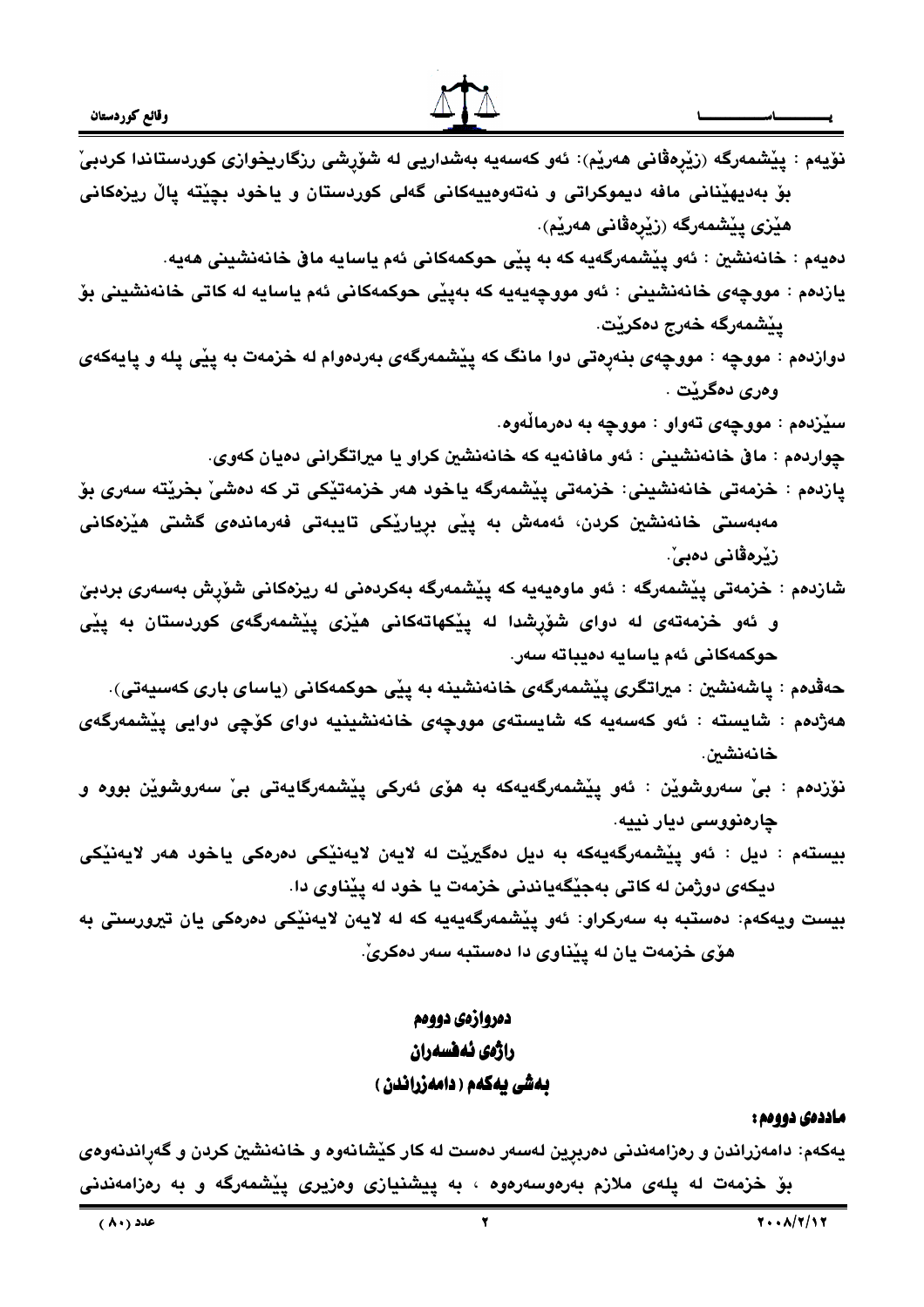نۆیەم : پێشمەرگە (زێرەڤانی هەرێم): ئەو کەسەیە بەشداریی لە شۆڕشی رزگاریخوازی کوردستاندا کردبێ بۆ بەدیهێنانی مافە دیموکراتی و نەتەوەییەکانی گەلی کوردستان و یاخود بچێتە پاڵ ریزەکانی هێزی پێشمەرگە (زێرەڤانی هەرێم).

دەیەم : خانەنشین : ئەو پێشمەرگەیە کە بە پێی حوکمەکانی ئەم یاسایە ماڤ خانەنشینی هەیە.

یازدەم : مووچەی خانەنشینی : ئەو مووچەیەیە کە بەپێی حوکمەکانی ئەم یاسایە لە کاتی خانەنشینی بۆ پێشمەرگە خەرج دەکرێت.

دوازدەم : مووچە : مووچەی بنەڕەتی دوا مانگ کە پێشمەرگەی بەردەوام لە خزمەت بە پێی پلە و پایەکەی وەری دەگرێت .

سێزدەم : مووچەی تەواو : مووچە بە دەرماڵەوە.

چواردەم : ماڤ خانەنشینی : ئەو مافانەیە کە خانەنشین کراو یا میراتگرانی دەیان کەوی.

پازدەم : خزمەتی خانەنشینی: خزمەتی پێشمەرگە یاخود هەر خزمەتێکی تر کە دەشێ بخرێتە سەری بۆ مەبەستی خانەنشین کردن، ئەمەش بە پێی بڕیارێکی تایبەتی فەرماندەی گشتی هێزەکانی زێرەڤانی دەبێ.

شازدەم : خزمەتی پێشمەرگە : ئەو ماوەیەیە کە پێشمەرگە بەکردەنی لە ریزەکانی شۆڕش بەسەری بردبێ و ئەو خزمەتەی لە دوای شۆڕشدا لە پێکهاتەکانی هێزی پێشمەرگەی کوردستان بە پێی حوکمەکانی ئەم یاسایە دەیباتە سەر.

حەڤدەم : پاشەنشین : میراتگری پێشمەرگەی خانەنشینە بە پێی حوکمەکانی (یاسای باری کەسیەتی).

هەژدەم : شایستە : ئەو کەسەیە کە شایستەی مووچەی خانەنشینیە دوای کۆچی دوایی پێشمەرگەی خانەنشین.

نۆزدەم : بێ سەروشوێن : ئەو پێشمەرگەیەکە بە هۆی ئەرکی پێشمەرگایەتی بێ سەروشوێن بووە و چارەنووسی دیار نییە.

بیستەم : دیل : ئەو پێشمەرگەیەکە بە دیل دەگیرێت لە لایەن لایەنێکی دەرەکی یاخود هەر لایەنێکی دیکەی دوژمن لە کاتی بەجێگەیاندنی خزمەت یا خود لە پێناوی دا.

بیست ویەکەم: دەستبە بە سەرکراو: ئەو پێشمەرگەیەیە کە لە لایەن لایەنێکی دەرەکی یان تیرورستی بە هۆی خزمەت یان لە پێناوی دا دەستبە سەر دەکرێ.

## دەروازەی دووەم
## راژەی ئەفسەران
### بەشی یەکەم ( دامەزراندن )

**ماددەی دووەم :**

یەکەم: دامەزراندن و رەزامەندنی دەربڕین لەسەر دەست لە کار کێشانەوە و خانەنشین کردن و گەڕاندنەوەی بۆ خزمەت لە پلەی ملازم بەرەوسەرەوە ، بە پیشنیازی وەزیری پێشمەرگە و بە رەزامەندنی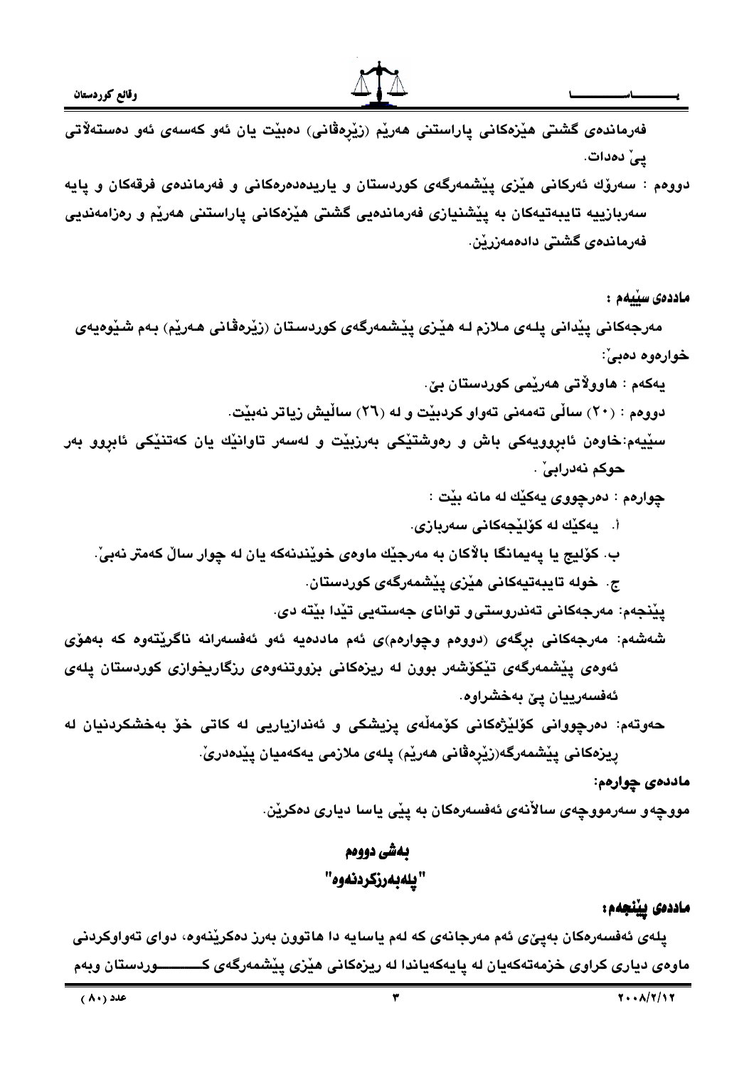فەرماندەی گشتی هێزەکانی پاراستنی هەرێم (زێرەڤانی) دەبێت یان ئەو کەسەی ئەو دەستەڵاتی پێ دەدات.

دووەم : سەرۆك ئەرکانی هێزی پێشمەرگەی کوردستان و یاریدەدەرەکانی و فەرماندەی فرقەکان و پایە سەربازییە تایبەتیەکان بە پێشنیازی فەرماندەیی گشتی هێزەکانی پاراستنی هەرێم و ڕەزامەندیی فەرماندەی گشتی دادەمەزرێن.

**ماددەی سێیەم :**

مەرجەکانی پێدانی پلەی ملازم لە هێزی پێشمەرگەی کوردستان (زێرەڤانی هەرێم) بەم شێوەیەی خوارەوە دەبێ:

یەکەم : هاووڵاتی هەرێمی کوردستان بێ.

دووەم : (٢٠) ساڵی تەمەنی تەواو کردبێت و لە (٢٦) ساڵیش زیاتر نەبێت.

سێیەم: خاوەن ئابڕوویەکی باش و ڕەوشتێکی بەرزبێت و لەسەر تاوانێك یان کەتنێکی ئابڕوو بەر حوکم نەدرابێ .

چوارەم : دەرچووی یەکێك لە مانە بێت :

أ. یەکێك لە کۆلێجەکانی سەربازی.

ب. کۆلیج یا پەیمانگا باڵاکان بە مەرجێك ماوەی خوێندنەکە یان لە چوار ساڵ کەمتر نەبێ.

ج. خولە تایبەتیەکانی هێزی پێشمەرگەی کوردستان.

پێنجەم: مەرجەکانی تەندروستی و توانای جەستەیی تێدا بێتە دی.

شەشەم: مەرجەکانی بڕگەی (دووەم وچوارەم)ی ئەم ماددەیە ئەو ئەفسەرانە ناگرێتەوە کە بەهۆی ئەوەی پێشمەرگەی تێکۆشەر بوون لە ڕیزەکانی بزووتنەوەی ڕزگاریخوازی کوردستان پلەی ئەفسەرییان پێ بەخشراوە.

حەوتەم: دەرچووانی کۆلێژەکانی کۆمەڵەی پزیشکی و ئەندازیاریی لە کاتی خۆ بەخشکردنیان لە ڕیزەکانی پێشمەرگە(زێرەڤانی هەرێم) پلەی ملازمی یەکەمیان پێدەدرێ.

**ماددەی چوارەم:**

مووچەو سەرمووچەی ساڵانەی ئەفسەرەکان بە پێی یاسا دیاری دەکرێن.

## بەشی دووەم

## "پلەبەرزکردنەوە"

**ماددەی پێنجەم:**

پلەی ئەفسەرەکان بەپێی ئەم مەرجانەی کە لەم یاسایە دا هاتوون بەرز دەکرێنەوە، دوای تەواوکردنی ماوەی دیاری کراوی خزمەتەکەیان لە پایەکەیاندا لە ڕیزەکانی هێزی پێشمەرگەی کوردستان وبەم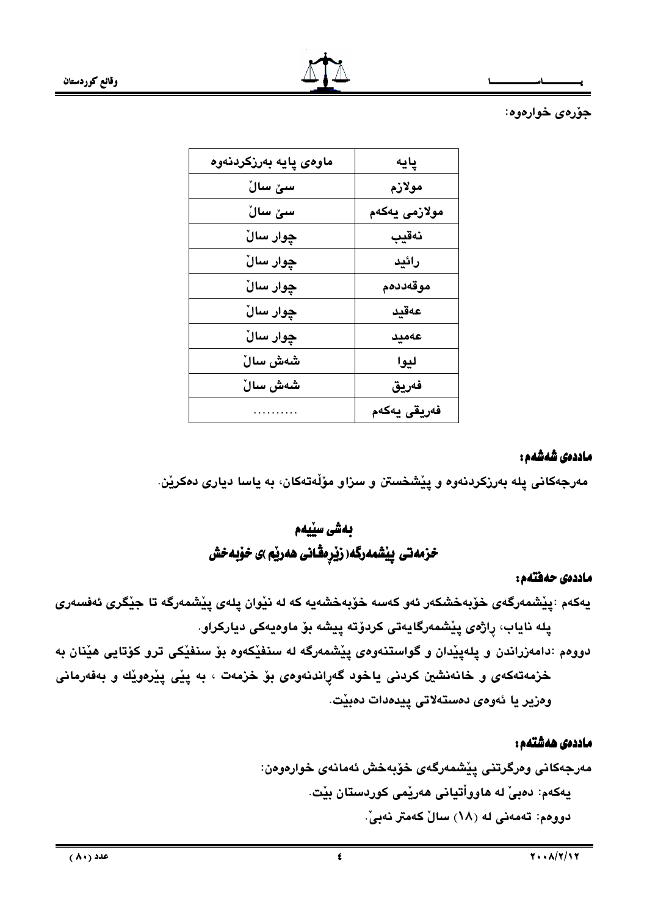جۆرەی خوارەوە:

| ماوەی پایە بەرزکردنەوە | پایە |
| --- | --- |
| سێ ساڵ | مولازم |
| سێ ساڵ | مولازمی یەکەم |
| چوار ساڵ | نەقیب |
| چوار ساڵ | رائید |
| چوار ساڵ | موقەددەم |
| چوار ساڵ | عەقید |
| چوار ساڵ | عەمید |
| شەش ساڵ | لیوا |
| شەش ساڵ | فەریق |
| .......... | فەریقی یەکەم |

**ماددەی شەشەم:**

مەرجەکانی پلە بەرزکردنەوە و پێشخستن و سزاو مۆڵەتەکان، بە یاسا دیاری دەکرێن.

## بەشی سێیەم
## خزمەتی پێشمەرگە(زێرەڤانی هەرێم)ی خۆبەخش

**ماددەی حەفتەم:**

یەکەم :پێشمەرگەی خۆبەخشکەر ئەو کەسە خۆبەخشەیە کە لە نێوان پلەی پێشمەرگە تا جێگری ئەفسەری پلە نایاب، ڕاژەی پێشمەرگایەتی کردۆتە پیشە بۆ ماوەیەکی دیارکراو.

دووەم :دامەزراندن و پلەپێدان و گواستنەوەی پێشمەرگە لە سنفێکەوە بۆ سنفێکی ترو کۆتایی هێنان بە خزمەتەکەی و خانەنشین کردنی یاخود گەڕاندنەوەی بۆ خزمەت ، بە پێی پێڕەوێك و بەفەرمانی وەزیر یا ئەوەی دەستەلاتی پێدەدات دەبێت.

**ماددەی هەشتەم:**

مەرجەکانی وەرگرتنی پێشمەرگەی خۆبەخش ئەمانەی خوارەوەن:

یەکەم: دەبێ لە هاووڵاتیانی هەرێمی کوردستان بێت.

دووەم: تەمەنی لە (١٨) ساڵ کەمتر نەبێ.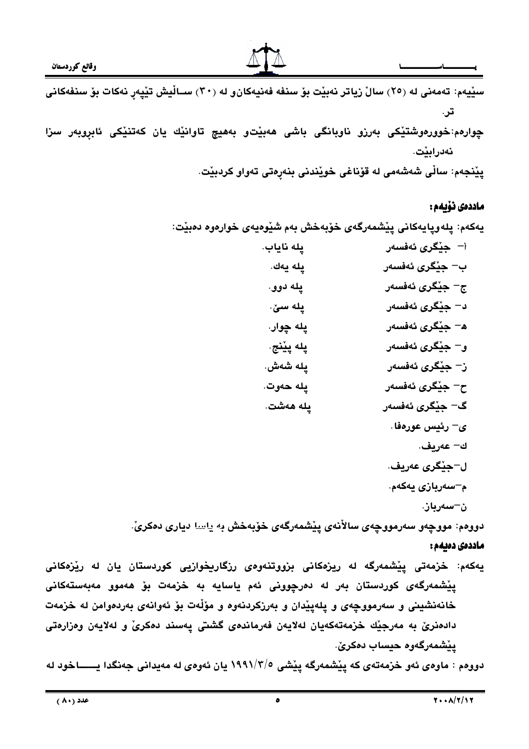سێیەم: تەمەنی لە (٢٥) ساڵ زیاتر نەبێت بۆ سنفە فەنیەکانو لە (٣٠) سـاڵیش تێپەڕ نەکات بۆ سنفەکانی تر.

چوارەم:خووڕەوشتێکی بەرزو ناوبانگی باشی هەبێتو بەهیچ تاوانێك یان کەتنێکی ئابڕووبەر سزا نەدرابێت.

پێنجەم: ساڵی شەشەمی لە قۆناغی خوێندنی بنەڕەتی تەواو کردبێت.

## ماددەی نۆیەم:

یەکەم: پلەوپایەکانی پێشمەرگەی خۆبەخش بەم شێوەیەی خوارەوە دەبێت:

أ- جێگری ئەفسەر پلە نایاب.

ب- جێگری ئەفسەر پلە یەك.

ج- جێگری ئەفسەر پلە دوو.

د- جێگری ئەفسەر پلە سێ.

هـ- جێگری ئەفسەر پلە چوار.

و- جێگری ئەفسەر پلە پێنج.

ز- جێگری ئەفسەر پلە شەش.

ح- جێگری ئەفسەر پلە حەوت.

گ- جێگری ئەفسەر پلە هەشت.

ی- رئیس عورەفا.

ك- عەریف.

ل-جێگری عەریف.

م-سەربازی یەکەم.

ن-سەرباز.

دووەم: مووچەو سەرمووچەی ساڵانەی پێشمەرگەی خۆبەخش بە یاسا دیاری دەکرێ.

## ماددەی دەیەم:

یەکەم: خزمەتی پێشمەرگە لە ریزەکانی بزووتنەوەی رزگاریخوازیی کوردستان یان لە ڕیزەکانی پێشمەرگەی کوردستان بەر لە دەرچوونی ئەم یاسایە بە خزمەت بۆ هەموو مەبەستەکانی خانەنشینی و سەرمووچەی و پلەپێدان و بەرزکردنەوە و مۆڵەت بۆ ئەوانەی بەردەوامن لە خزمەت دادەنرێ بە مەرجێك خزمەتەکەیان لەلایەن فەرماندەی گشتی پەسند دەکرێ و لەلایەن وەزارەتی پێشمەرگەوە حیساب دەکرێ.

دووەم : ماوەی ئەو خزمەتەی کە پێشمەرگە پێشی ١٩٩١/٣/٥ یان ئەوەی لە مەیدانی جەنگدا یـــــاخود لە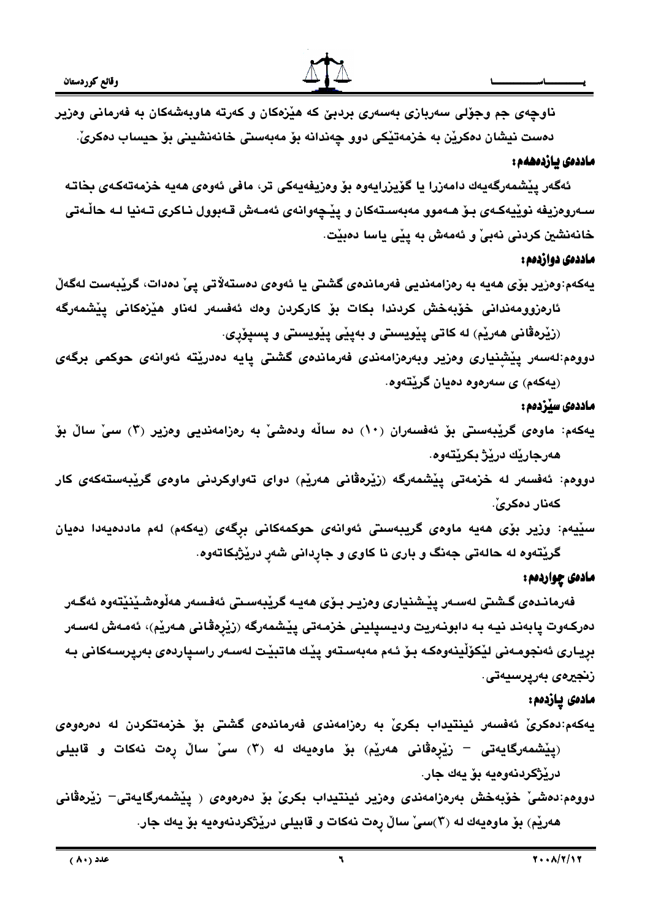ناوچەی جم وجۆلی سەربازی بەسەری بردبێ کە هێزەکان و کەرتە هاوبەشەکان بە فەرمانی وەزیر دەست نیشان دەکرێن بە خزمەتێکی دوو چەندانە بۆ مەبەستی خانەنشینی بۆ حیساب دەکرێ.

**ماددەی یازدەهەم:**

ئەگەر پێشمەرگەیەك دامەزرا یا گۆێزرایەوە بۆ وەزیفەیەکی تر، مافی ئەوەی هەیە خزمەتەکەی بخاتە سەروەزیفە نوێیەکەی بۆ هەموو مەبەستەکان و پێچەوانەی ئەمەش قەبوول ناکری تەنیا لە حاڵەتی خانەنشین کردنی نەبێ و ئەمەش بە پێی یاسا دەبێت.

**ماددەی دوازدەم:**

یەکەم:وەزیر بۆی هەیە بە رەزامەندیی فەرماندەی گشتی یا ئەوەی دەستەڵاتی پێ دەدات، گرێبەست لەگەڵ ئارەزوومەندانی خۆبەخش کردندا بکات بۆ کارکردن وەك ئەفسەر لەناو هێزەکانی پێشمەرگە (زێرەڤانی هەرێم) لە کاتی پێویستی و بەپێی پێویستی و پسپۆڕی.

دووەم:لەسەر پێشنیاری وەزیر وبەرەزامەندی فەرماندەی گشتی پایە دەدرێتە ئەوانەی حوکمی برگەی (یەکەم) ی سەرەوە دەیان گرێتەوە.

**ماددەی سێزدەم:**

یەکەم: ماوەی گرێبەستی بۆ ئەفسەران (١٠) دە ساڵە ودەشێ بە رەزامەندیی وەزیر (٣) سێ ساڵ بۆ هەرجارێك درێژ بکرێتەوە.

دووەم: ئەفسەر لە خزمەتی پێشمەرگە (زێرەڤانی هەرێم) دوای تەواوکردنی ماوەی گرێبەستەکەی کار کەنار دەکرێ.

سێیەم: وزیر بۆی هەیە ماوەی گریبەستی ئەوانەی حوکمەکانی برگەی (یەکەم) لەم ماددەیەدا دەیان گرێتەوە لە حالەتی جەنگ و باری نا کاوی و جاڕدانی شەڕ درێژبکاتەوە.

**مادەی چواردەم:**

فەرماندەی گشتی لەسەر پێشنیاری وەزیر بۆی هەیە گرێبەستی ئەفسەر هەڵوەشێنێتەوە ئەگەر دەرکەوت پابەند نیە بە دابونەریت ودیسپلینی خزمەتی پێشمەرگە (زێرەڤانی هەرێم)، ئەمەش لەسەر بڕیاری ئەنجومەنی لێکۆڵینەوەکە بۆ ئەم مەبەستەو پێك هاتبێت لەسەر راسپاردەی بەرپرسەکانی بە زنجیرەی بەرپرسیەتی.

**مادەی پازدەم:**

یەکەم:دەکرێ ئەفسەر ئینتیداب بکرێ بە رەزامەندی فەرماندەی گشتی بۆ خزمەتکردن لە دەرەوەی (پێشمەرگایەتی – زێرەڤانی هەرێم) بۆ ماوەیەك لە (٣) سێ ساڵ ڕەت نەکات و قابیلی درێژکردنەوەیە بۆ یەك جار.

دووەم:دەشێ خۆبەخش بەرەزامەندی وەزیر ئینتیداب بکرێ بۆ دەرەوەی ( پێشمەرگایەتی– زێرەڤانی هەرێم) بۆ ماوەیەك لە (٣)سێ ساڵ ڕەت نەکات و قابیلی درێژکردنەوەیە بۆ یەك جار.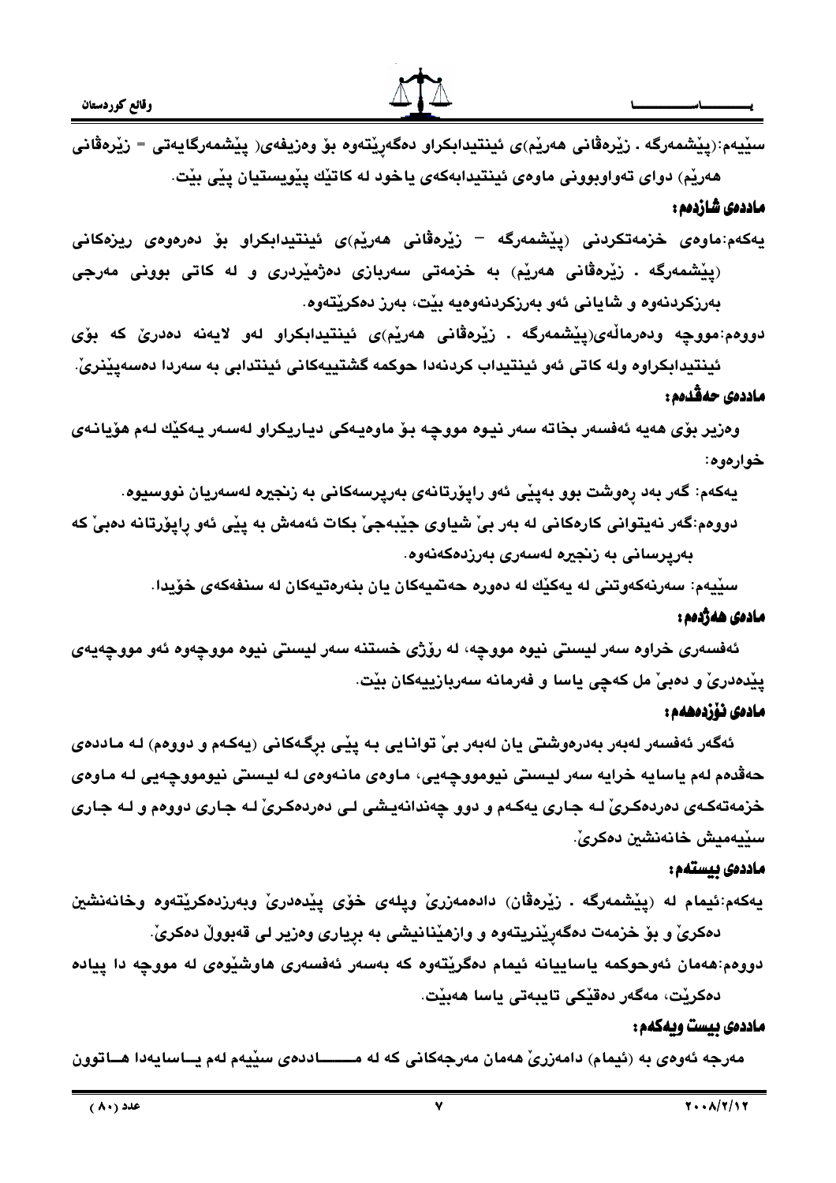سێیەم:(پێشمەرگە . زێرەڤانی هەرێم)ی ئینتیدابکراو دەگەڕێتەوە بۆ وەزیفەی( پێشمەرگایەتی = زێرەڤانی هەرێم) دوای تەواوبوونی ماوەی ئینتیدابەکەی یاخود لە کاتێك پێویستیان پێی بێت.

### ماددەی شازدەم:

یەکەم:ماوەی خزمەتکردنی (پێشمەرگە – زێرەڤانی هەرێم)ی ئینتیدابکراو بۆ دەرەوەی ریزەکانی (پێشمەرگە . زێرەڤانی هەرێم) بە خزمەتی سەربازی دەژمێردری و لە کاتی بوونی مەرجی بەرزکردنەوە و شایانی ئەو بەرزکردنەوەیە بێت، بەرز دەکرێتەوە.

دووەم:مووچە ودەرماڵەی(پێشمەرگە . زێرەڤانی هەرێم)ی ئینتیدابکراو لەو لایەنە دەدرێ کە بۆی ئینتیدابکراوە ولە کاتی ئەو ئینتیداب کردنەدا حوکمە گشتییەکانی ئینتدابی بە سەردا دەسەپێنرێ.

### ماددەی حەڤدەم:

وەزیر بۆی هەیە ئەفسەر بخاتە سەر نیوە مووچە بۆ ماوەیەکی دیاریکراو لەسەر یەکێك لەم هۆیانەی خوارەوە:

یەکەم: گەر بەد ڕەوشت بوو بەپێی ئەو ڕاپۆرتانەی بەرپرسەکانی بە زنجیرە لەسەریان نووسیوە.

دووەم:گەر نەیتوانی کارەکانی لە بەر بێ شیاوی جێبەجێ بکات ئەمەش بە پێی ئەو ڕاپۆرتانە دەبێ کە بەرپرسانی بە زنجیرە لەسەری بەرزدەکەنەوە.

سێیەم: سەرنەکەوتنی لە یەکێك لە دەورە حەتمیەکان یان بنەرەتیەکان لە سنفەکەی خۆیدا.

### مادەی هەژدەم:

ئەفسەری خراوە سەر لیستی نیوە مووچە، لە ڕۆژی خستنە سەر لیستی نیوە مووچەوە ئەو مووچەیەی پێدەدرێ و دەبێ مل کەچی یاسا و فەرمانە سەربازییەکان بێت.

### مادەی نۆزدەهەم:

ئەگەر ئەفسەر لەبەر بەدرەوشتی یان لەبەر بێ توانایی بە پێی برگەکانی (یەکەم و دووەم) لە ماددەی حەڤدەم لەم یاسایە خرایە سەر لیستی نیوەمووچەیی، ماوەی مانەوەی لە لیستی نیوەمووچەیی لە ماوەی خزمەتەکەی دەردەکرێ لە جاری یەکەم و دوو چەندانەیشی لی دەردەکرێ لە جاری دووەم و لە جاری سێیەمیش خانەنشین دەکرێ.

### ماددەی بیستەم:

یەکەم:ئیمام لە (پێشمەرگە . زێرەڤان) دادەمەزرێ وپلەی خۆی پێدەدرێ وبەرزدەکرێتەوە وخانەنشین دەکرێ و بۆ خزمەت دەگەڕێنرێتەوە و وازهێنانیشی بە بڕیاری وەزیر لی قەبووڵ دەکرێ.

دووەم:هەمان ئەوحوکمە یاساییانە ئیمام دەگرێتەوە کە بەسەر ئەفسەری هاوشێوەی لە مووچە دا پیادە دەکرێت، مەگەر دەقێکی تایبەتی یاسا هەبێت.

### ماددەی بیست ویەکەم:

مەرجە ئەوەی بە (ئیمام) دامەزرێ هەمان مەرجەکانی کە لە ماددەی سێیەم لەم یاسایەدا هاتوون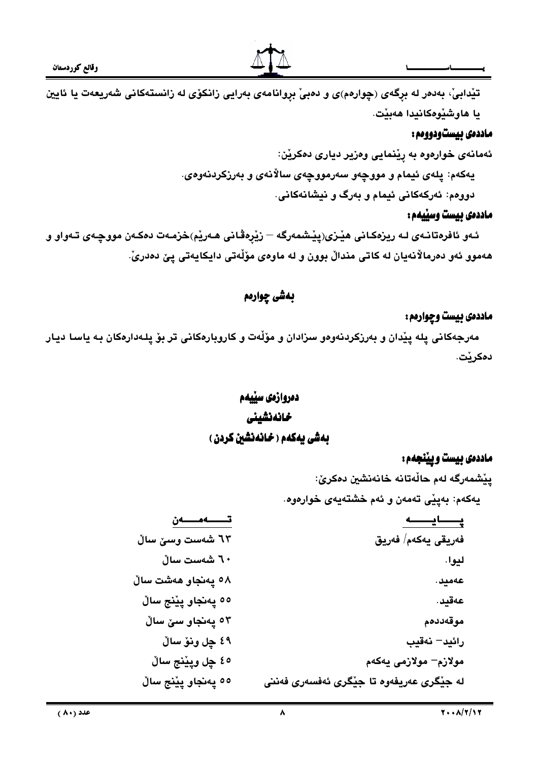تێدابێ، بەدەر لە بڕگەی (چوارەم)ی و دەبێ بڕوانامەی بەرایی زانکۆی لە زانستەکانی شەریعەت یا ئایین یا هاوشێوەکانیدا هەبێت.

#### ماددەی بیست‌ودووەم:

ئەمانەی خوارەوە بە ڕێنمایی وەزیر دیاری دەکرێن:

یەکەم: پلەی ئیمام و مووچەو سەرمووچەی ساڵانەی و بەرزکردنەوەی.

دووەم: ئەرکەکانی ئیمام و بەرگ و نیشانەکانی.

#### ماددەی بیست وسێیەم:

ئەو ئافرەتانەی لە ریزەکانی هێزی(پێشمەرگە – زێرەڤانی هەرێم)خزمەت دەکەن مووچەی تەواو و هەموو ئەو دەرماڵانەیان لە کاتی منداڵ بوون و لە ماوەی مۆڵەتی دایکایەتی پێ دەدرێ.

## بەشی چوارەم

#### ماددەی بیست وچوارەم:

مەرجەکانی پلە پێدان و بەرزکردنەوەو سزادان و مۆڵەت و کاروبارەکانی تر بۆ پلەدارەکان بە یاسا دیار دەکرێت.

## دەروازەی سێیەم

## خانەنشینی

## بەشی یەکەم ( خانەنشین کردن )

#### ماددەی بیست وپێنجەم:

پێشمەرگە لەم حاڵەتانە خانەنشین دەکرێ:

یەکەم: بەپێی تەمەن و ئەم خشتەیەی خوارەوە.

| پـــایـــە | تـــەمـــەن |
|---|---|
| فەریقی یەکەم/ فەریق | ٦٣ شەست وسێ ساڵ |
| لیوا. | ٦٠ شەست ساڵ |
| عەمید. | ٥٨ پەنجاو هەشت ساڵ |
| عەقید. | ٥٥ پەنجاو پێنج ساڵ |
| موقەددەم | ٥٣ پەنجاو سێ ساڵ |
| رائید– نەقیب | ٤٩ چل ونۆ ساڵ |
| مولازم– مولازمی یەکەم | ٤٥ چل وپێنج ساڵ |
| لە جێگری عەریفەوە تا جێگری ئەفسەری فەننی | ٥٥ پەنجاو پێنج ساڵ |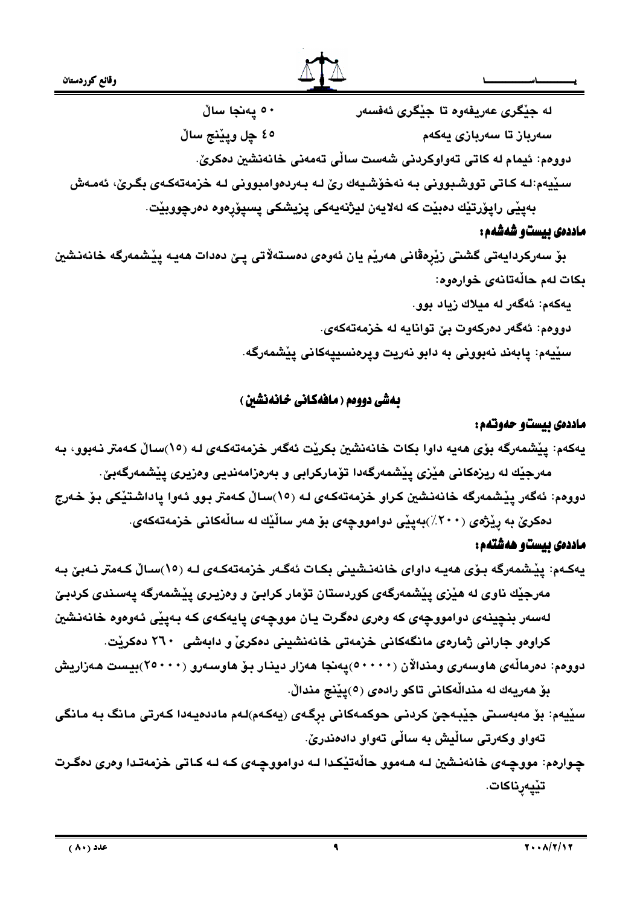له جێگری عەریفەوە تا جێگری ئەفسەر ٥٠ پەنجا ساڵ

سەرباز تا سەربازی یەکەم ٤٥ چل وپێنج ساڵ

دووەم: ئیمام لە کاتی تەواوکردنی شەست ساڵی تەمەنی خانەنشین دەکرێ.

سێیەم:لە کاتی تووشبوونی بە نەخۆشیەك رێ لە بەردەوامبوونی لە خزمەتەکەی بگرێ، ئەمەش بەپێی راپۆرتێك دەبێت کە لەلایەن لیژنەیەکی پزیشکی پسپۆڕەوە دەرچووبێت.

### ماددەی بیست و شەشەم:

بۆ سەرکردایەتی گشتی زێرەڤانی هەرێم یان ئەوەی دەسەلاتی پێ دەدات هەیە پێشمەرگە خانەنشین بکات لەم حاڵەتانەی خوارەوە:

یەکەم: ئەگەر لە میلاك زیاد بوو.

دووەم: ئەگەر دەرکەوت بێ توانایە لە خزمەتەکەی.

سێیەم: پابەند نەبوونی بە دابو نەریت وپرەنسیپەکانی پێشمەرگە.

## بەشی دووەم (مافەکانی خانەنشین)

### ماددەی بیست و حەوتەم:

یەکەم: پێشمەرگە بۆی هەیە داوا بکات خانەنشین بکرێت ئەگەر خزمەتەکەی لە (١٥)ساڵ کەمتر نەبوو، بە مەرجێك لە ریزەکانی هێزی پێشمەرگەدا تۆمارکرابی و بەرەزامەندیی وەزیری پێشمەرگەبێ.

دووەم: ئەگەر پێشمەرگە خانەنشین کراو خزمەتەکەی لە (١٥)ساڵ کەمتر بوو ئەوا پاداشتێکی بۆ خەرج دەکرێ بە رێژەی (٢٠٠٪)بەپێی دواموچەی بۆ هەر ساڵێك لە ساڵەکانی خزمەتەکەی.

### ماددەی بیست و هەشتەم:

یەکەم: پێشمەرگە بۆی هەیە داوای خانەنشینی بکات ئەگەر خزمەتەکەی لە (١٥)ساڵ کەمتر نەبێ بە مەرجێك ناوی لە هێزی پێشمەرگەی کوردستان تۆمار کرابێ و وەزیری پێشمەرگە پەسندی کردبێ لەسەر بنچینەی دواموچەی کە وەری دەگرت یان مووچەی پایەکەی کە بەپێی ئەوەوە خانەنشین کراوەو جارانی ژمارەی مانگەکانی خزمەتی خانەنشینی دەکرێ و دابەشی ٢٦٠ دەکرێت.

دووەم: دەرماڵەی هاوسەری ومندالان (٥٠٠٠٠)پەنجا هەزار دینار بۆ هاوسەرو (٢٥٠٠٠)بیست هەزاریش بۆ هەریەك لە منداڵەکانی تاکو رادەی (٥)پێنج منداڵ.

سێیەم: بۆ مەبەستی جێبەجێ کردنی حوکمەکانی برگەی (یەکەم)لەم ماددەیەدا کەرتی مانگ بە مانگی تەواو وکەرتی ساڵیش بە ساڵی تەواو دادەندرێ.

چوارەم: مووچەی خانەنشین لە هەموو حاڵەتێکدا لە دوامووچەی کە لە کاتی خزمەتدا وەری دەگرت تێپەڕناکات.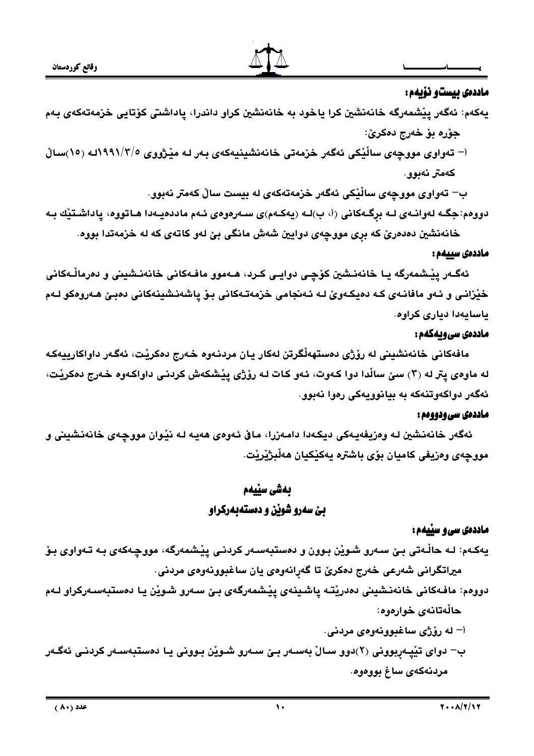**ماددەی بیست و نۆیەم:**

یەکەم: ئەگەر پێشمەرگە خانەنشین کرا یاخود بە خانەنشین کراو داندرا، پاداشتی کۆتایی خزمەتەکەی بەم جۆرە بۆ خەرج دەکرێ:

أ- تەواوی مووچەی ساڵێکی ئەگەر خزمەتی خانەنشینیەکەی بەر لە مێژووی ١٩٩١/٣/٥لە (١٥)ساڵ کەمتر نەبوو.

ب- تەواوی مووچەی ساڵێکی ئەگەر خزمەتەکەی لە بیست ساڵ کەمتر نەبوو.

دووەم: جگە لەوانەی لە بڕگەکانی (أ، ب)لە (یەکەم)ی سەرەوەی ئەم ماددەیەدا هاتووە، پاداشتێك بە خانەنشین دەدەرێ کە بڕی مووچەی دوایین شەش مانگی بێ لەو کاتەی کە لە خزمەتدا بووە.

**ماددەی سییەم:**

ئەگەر پێشمەرگە یا خانەنشین کۆچی دوایی کرد، هەموو مافەکانی خانەنشینی و دەرماڵەکانی خێزانی و ئەو مافانەی کە دەیکەوێ لە ئەنجامی خزمەتەکانی بۆ پاشەنشینەکانی دەبێ هەروەکو لەم یاسایەدا دیاری کراوە.

**ماددەی سی و یەکەم:**

مافەکانی خانەنشینی لە رۆژی دەستهەڵگرتن لەکار یان مردنەوە خەرج دەکرێت، ئەگەر داواکارییەکە لە ماوەی پتر لە (٣) سێ ساڵدا دوا کەوت، ئەو کات لە رۆژی پێشکەش کردنی داواکەوە خەرج دەکرێت، ئەگەر دواکەوتنەکە بە بیانوویەکی رەوا نەبوو.

**ماددەی سی و دووەم:**

ئەگەر خانەنشین لە وەزیفەیەکی دیکەدا دامەزرا، ماڤ ئەوەی هەیە لە نێوان مووچەی خانەنشینی و مووچەی وەزیفی کامیان بۆی باشترە یەکێکیان هەڵبژێرێت.

## بەشی سێیەم

## بێ سەرو شوێن و دەستبەسەرکراو

**ماددەی سی و سێیەم:**

یەکەم: لە حاڵەتی بێ سەرو شوێن بوون و دەستبەسەر کردنی پێشمەرگە، مووچەکەی بە تەواوی بۆ میراتگرانی شەرعی خەرج دەکرێ تا گەڕانەوەی یان ساغبوونەوەی مردنی.

دووەم: مافەکانی خانەنشینی دەدرێتە پاشینەی پێشمەرگەی بێ سەرو شوێن یا دەستبەسەرکراو لەم حاڵەتانەی خوارەوە:

أ- لە رۆژی ساغبوونەوەی مردنی.

ب- دوای تێپەڕبوونی (٢)دوو ساڵ بەسەر بێ سەرو شوێن بوونی یا دەستبەسەر کردنی ئەگەر مردنەکەی ساغ بووەوە.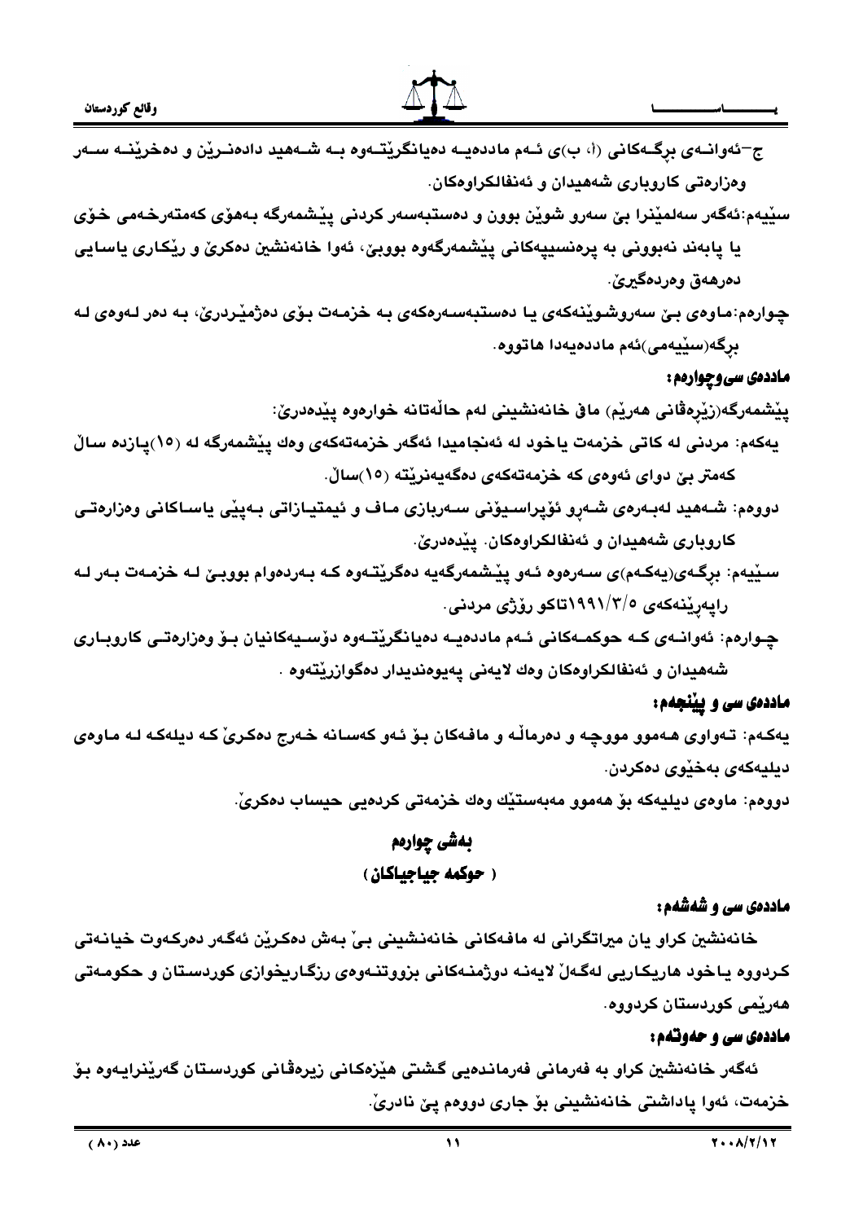ج–ئەوانەی برگەکانی (أ، ب)ی ئەم ماددەیە دەیانگرێتەوە بە شەهید دادەنرێن و دەخرێنە سەر وەزارەتی کاروباری شەهیدان و ئەنفالکراوەکان.

سێیەم:ئەگەر سەلمێنرا بێ سەرو شوێن بوون و دەستبەسەر کردنی پێشمەرگە بەهۆی کەمتەرخەمی خۆی یا پابەند نەبوونی بە پرەنسیپەکانی پێشمەرگەوە بووبێ، ئەوا خانەنشین دەکرێ و رێکاری یاسایی دەرهەق وەردەگیرێ.

چوارەم:ماوەی بێ سەروشوێنەکەی یا دەستبەسەرەکەی بە خزمەت بۆی دەژمێردرێ، بە دەر لەوەی لە برگە(سێیەمی)ئەم ماددەیەدا هاتووە.

### ماددەی سی‌وچوارەم:

پێشمەرگە(زێرەڤانی هەرێم) ماڤی خانەنشینی لەم حاڵەتانە خوارەوە پێدەدرێ:

یەکەم: مردنی لە کاتی خزمەت یاخود لە ئەنجامیدا ئەگەر خزمەتەکەی وەك پێشمەرگە لە (١٥)پازدە ساڵ کەمتر بێ دوای ئەوەی کە خزمەتەکەی دەگەیەنرێتە (١٥)ساڵ.

دووەم: شەهید لەبەرەی شەڕو ئۆپراسیۆنی سەربازی ماف و ئیمتیازاتی بەپێی یاساکانی وەزارەتی کاروباری شەهیدان و ئەنفالکراوەکان. پێدەدرێ.

سێیەم: برگەی(یەکەم)ی سەرەوە ئەو پێشمەرگەیە دەگرێتەوە کە بەردەوام بووبێ لە خزمەت بەر لە راپەڕینەکەی ١٩٩١/٣/٥تاکو رۆژی مردنی.

چوارەم: ئەوانەی کە حوکمەکانی ئەم ماددەیە دەیانگرێتەوە دۆسیەکانیان بۆ وەزارەتی کاروباری شەهیدان و ئەنفالکراوەکان وەك لایەنی پەیوەندیدار دەگوازرێتەوە .

### ماددەی سی و پێنجەم:

یەکەم: تەواوی هەموو مووچە و دەرماڵە و مافەکان بۆ ئەو کەسانە خەرج دەکرێ کە دیلەکە لە ماوەی دیلیەکەی بەخێوی دەکردن.

دووەم: ماوەی دیلیەکە بۆ هەموو مەبەستێك وەك خزمەتی کردەیی حیساب دەکرێ.

## بەشی چوارەم

## ( حوکمە جیاجیاکان )

### ماددەی سی و شەشەم:

خانەنشین کراو یان میراتگرانی لە مافەکانی خانەنشینی بێ بەش دەکرێن ئەگەر دەرکەوت خیانەتی کردووە یاخود هاریکاریی لەگەڵ لایەنە دوژمنەکانی بزووتنەوەی رزگاریخوازی کوردستان و حکومەتی هەرێمی کوردستان کردووە.

### ماددەی سی و حەوتەم:

ئەگەر خانەنشین کراو بە فەرمانی فەرماندەیی گشتی هێزەکانی زیرەڤانی کوردستان گەرێنرایەوە بۆ خزمەت، ئەوا پاداشتی خانەنشینی بۆ جاری دووەم پێ نادرێ.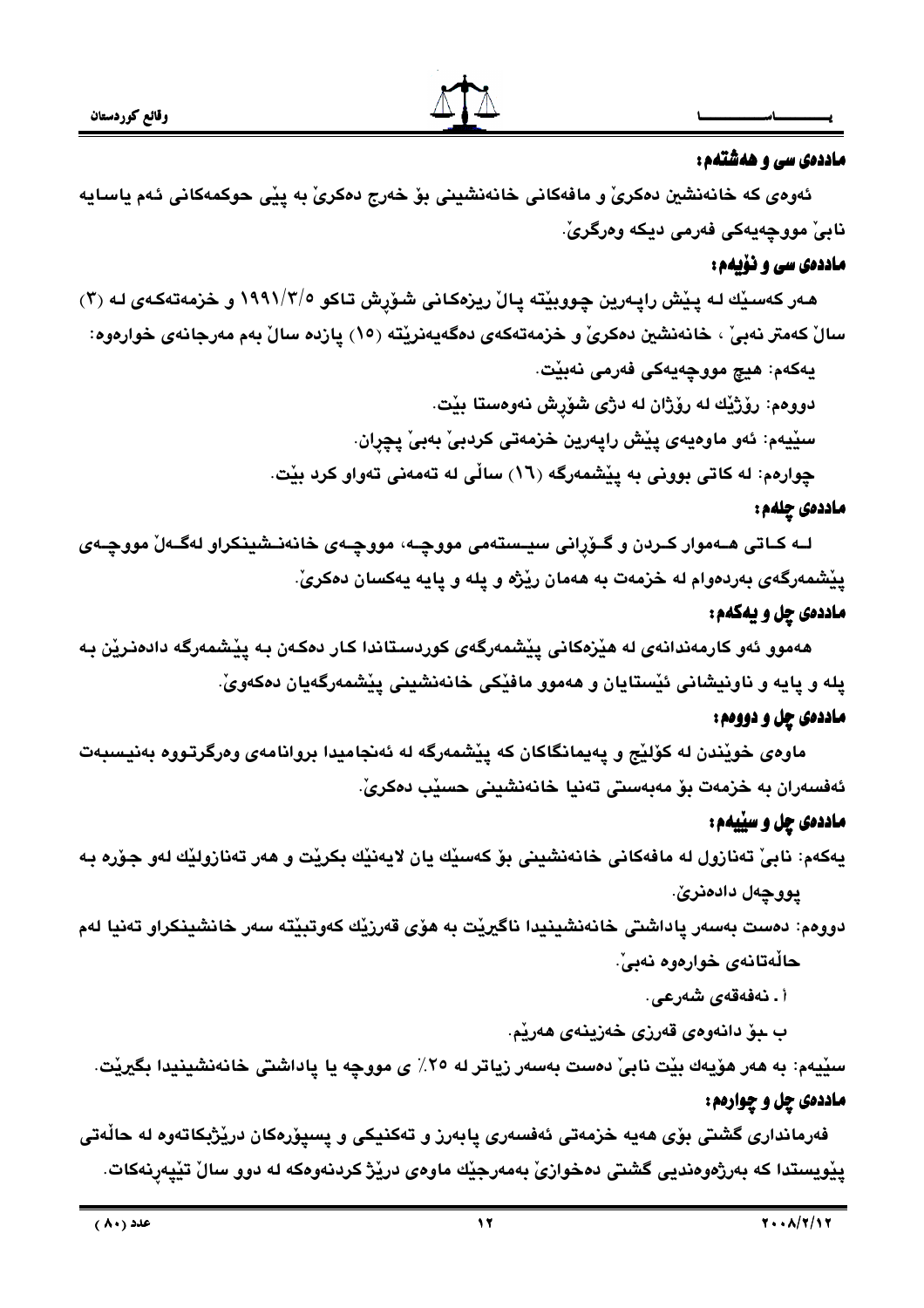### ماددەی سی و هەشتەم:

ئەوەی کە خانەنشین دەکرێ و مافەکانی خانەنشینی بۆ خەرج دەکرێ بە پێی حوکمەکانی ئەم یاسایە نابێ مووچەیەکی فەرمی دیکە وەرگرێ.

### ماددەی سی و نۆیەم:

هەر کەسێك لە پێش راپەرین چووبێتە پاڵ ریزەکانی شۆڕش تاکو ١٩٩١/٣/٥ و خزمەتەکەی لە (٣) ساڵ کەمتر نەبێ ، خانەنشین دەکرێ و خزمەتەکەی دەگەیەنرێتە (١٥) پازدە ساڵ بەم مەرجانەی خوارەوە:

یەکەم: هیچ مووچەیەکی فەرمی نەبێت.

دووەم: رۆژێك لە رۆژان لە دژی شۆڕش نەوەستا بێت.

سێیەم: ئەو ماوەیەی پێش راپەرین خزمەتی کردبێ بەبێ پچڕان.

چوارەم: لە کاتی بوونی بە پێشمەرگە (١٦) ساڵی لە تەمەنی تەواو کرد بێت.

### ماددەی چلەم:

لــە کــاتی هــەموار کــردن و گــۆڕانی سیــستەمی مووچــە، مووچــەی خانەنــشینکراو لەگــەڵ مووچــەی پێشمەرگەی بەردەوام لە خزمەت بە هەمان رێژە و پلە و پایە یەکسان دەکرێ.

### ماددەی چل و یەکەم:

هەموو ئەو کارمەندانەی لە هێزەکانی پێشمەرگەی کوردستاندا کار دەکەن بە پێشمەرگە دادەنرێن بە پلە و پایە و ناونیشانی ئێستایان و هەموو مافێکی خانەنشینی پێشمەرگەیان دەکەوێ.

### ماددەی چل و دووەم:

ماوەی خوێندن لە کۆلێج و پەیمانگاکان کە پێشمەرگە لە ئەنجامیدا بروانامەی وەرگرتووە بەنیسبەت ئەفسەران بە خزمەت بۆ مەبەستی تەنیا خانەنشینی حسێب دەکرێ.

### ماددەی چل و سێیەم:

یەکەم: نابێ تەنازول لە مافەکانی خانەنشینی بۆ کەسێك یان لایەنێك بکرێت و هەر تەنازولێك لەو جۆرە بە پووچەل دادەنرێ.

دووەم: دەست بەسەر پاداشتی خانەنشینیدا ناگیرێت بە هۆی قەرزێك کەوتبێتە سەر خانشینکراو تەنیا لەم حاڵەتانەی خوارەوە نەبێ.

أ . نەفەقەی شەرعی.

ب ـبۆ دانەوەی قەرزی خەزینەی هەرێم.

سێیەم: بە هەر هۆیەك بێت نابێ دەست بەسەر زیاتر لە ٢٥٪ ی مووچە یا پاداشتی خانەنشینیدا بگیرێت.

### ماددەی چل و چوارەم:

فەرمانداری گشتی بۆی هەیە خزمەتی ئەفسەری پایەرز و تەکنیکی و پسپۆرەکان درێژبکاتەوە لە حاڵەتی پێویستدا کە بەرژەوەندیی گشتی دەخوازێ بەمەرجێك ماوەی درێژ کردنەوەکە لە دوو ساڵ تێپەڕنەکات.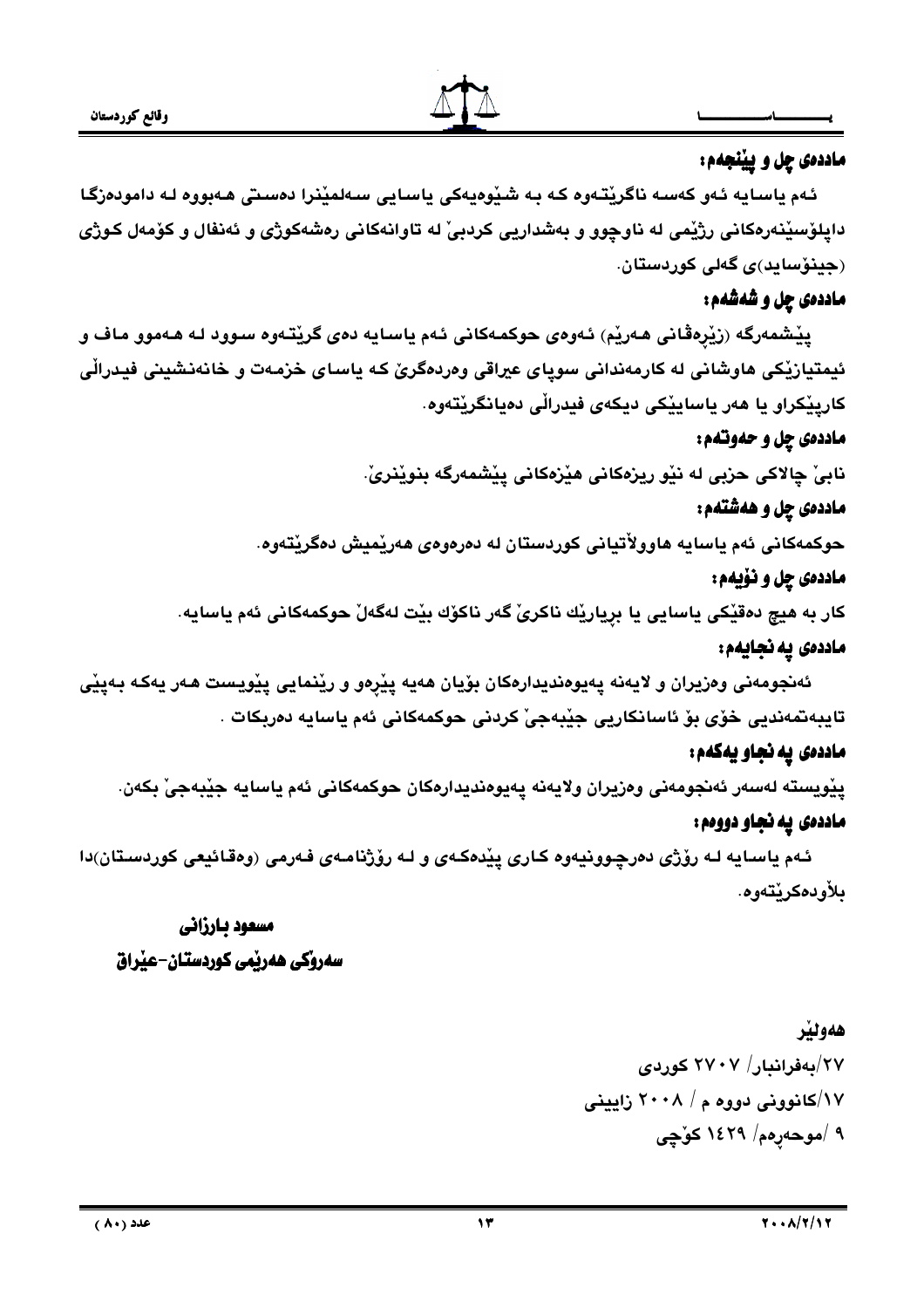**ماددەی چل و پێنجەم:**

ئەم یاسایە ئەو کەسە ناگرێتەوە کە بە شێوەیەکی یاسایی سەلمێنرا دەستی هەبووە لە دامودەزگا داپلۆسێنەرەکانی رژێمی لە ناوچوو و بەشداریی کردبێ لە تاوانەکانی رەشەکوژی و ئەنفال و کۆمەل کوژی (جینۆساید)ی گەلی کوردستان.

**ماددەی چل و شەشەم:**

پێشمەرگە (زێرەڤانی هەرێم) ئەوەی حوکمەکانی ئەم یاسایە دەی گرێتەوە سوود لە هەموو ماف و ئیمتیازێکی هاوشانی لە کارمەندانی سوپای عیراقی وەردەگرێ کە یاسای خزمەت و خانەنشینی فیدراڵی کارپێکراو یا هەر یاساییێکی دیکەی فیدراڵی دەیانگرێتەوە.

**ماددەی چل و حەوتەم:**

نابێ چالاکی حزبی لە نێو ریزەکانی هێزەکانی پێشمەرگە بنوێنرێ.

**ماددەی چل و هەشتەم:**

حوکمەکانی ئەم یاسایە هاووڵاتیانی کوردستان لە دەرەوەی هەرێمیش دەگرێتەوە.

**ماددەی چل و نۆیەم:**

کار بە هیچ دەقێکی یاسایی یا بریارێك ناکرێ گەر ناکۆك بێت لەگەڵ حوکمەکانی ئەم یاسایە.

**ماددەی پە نجایەم:**

ئەنجومەنی وەزیران و لایەنە پەیوەندیدارەکان بۆیان هەیە پێرەو و رێنمایی پێویست هەر یەکە بەپێی تایبەتمەندیی خۆی بۆ ئاسانکاریی جێبەجێ کردنی حوکمەکانی ئەم یاسایە دەربکات .

**ماددەی پە نجاو یەکەم:**

پێویستە لەسەر ئەنجومەنی وەزیران ولایەنە پەیوەندیدارەکان حوکمەکانی ئەم یاسایە جێبەجێ بکەن.

**ماددەی پە نجاو دووەم:**

ئەم یاسایە لە رۆژی دەرچوونیەوە کاری پێدەکەی و لە رۆژنامەی فەرمی (وەقائیعی کوردستان)دا بلأودەکرێتەوە.

**مسعود بارزانی**

**سەرۆکی هەرێمی کوردستان-عێراق**

**هەولێر**

٢٧/بەفرانبار/ ٢٧٠٧ کوردی

١٧/کانوونی دووە م / ٢٠٠٨ زایینی

٩ /موحەرەم/ ١٤٢٩ کۆچی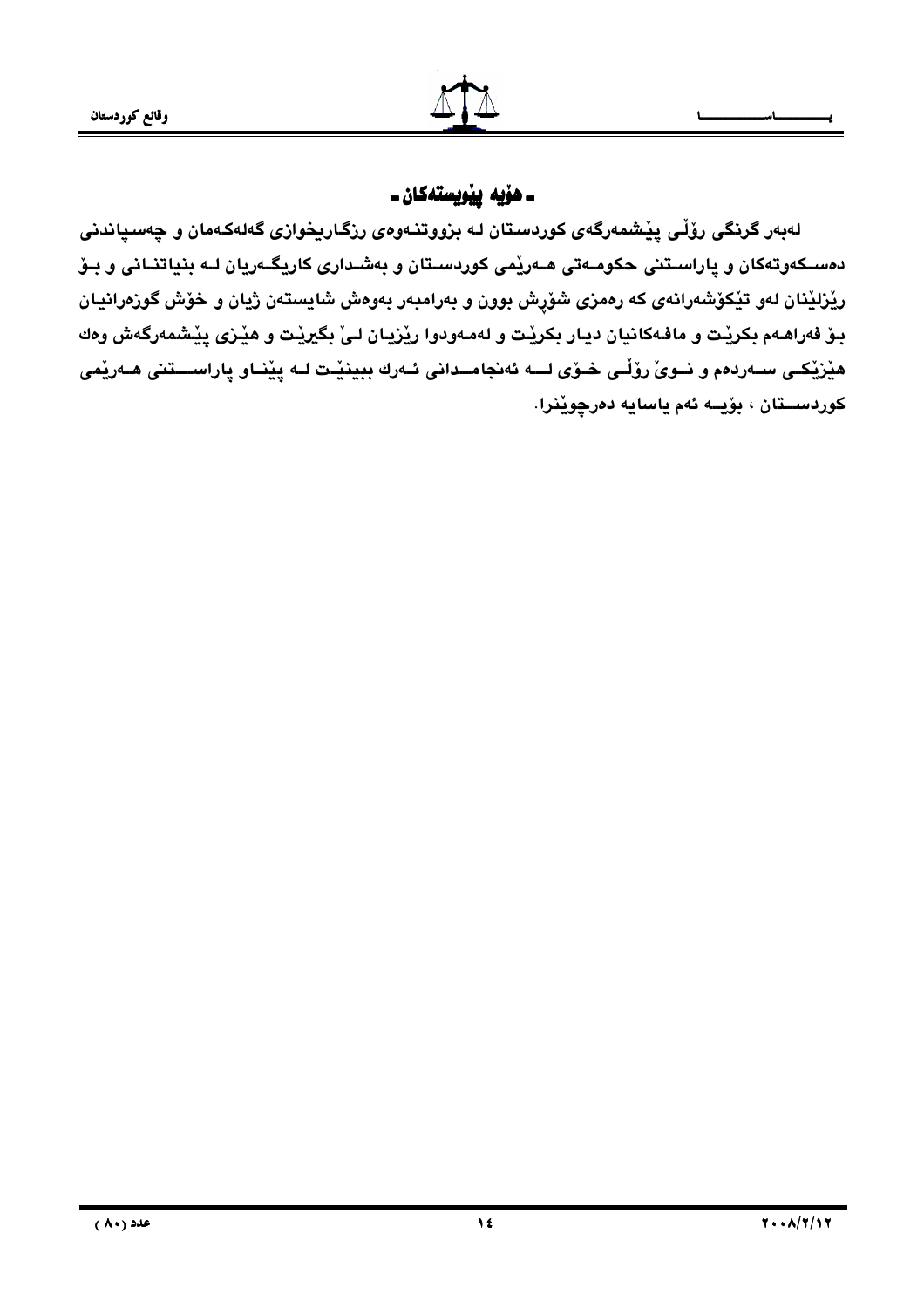## ـ هۆیە پێویستەکان ـ

لەبەر گرنگی رۆڵی پێشمەرگەی کوردستان لە بزووتنەوەی رزگاریخوازی گەلەکەمان و چەسپاندنی دەسکەوتەکان و پاراستنی حکومەتی هەرێمی کوردستان و بەشداری کاریگەریان لە بنیاتنانی و بۆ رێزلێنان لەو تێکۆشەرانەی کە رەمزی شۆڕش بوون و بەرامبەر بەوەش شایستەن ژیان و خۆش گوزەرانیان بۆ فەراهەم بکرێت و مافەکانیان دیار بکرێت و لەمەودوا رێزیان لێ بگیرێت و هێزی پێشمەرگەش وەك هێزێکی سەردەم و نوێ رۆڵی خۆی لە ئەنجامدانی ئەرك ببینێت لە پێناو پاراستنی هەرێمی کوردستان ، بۆیە ئەم یاسایە دەرچوێنرا.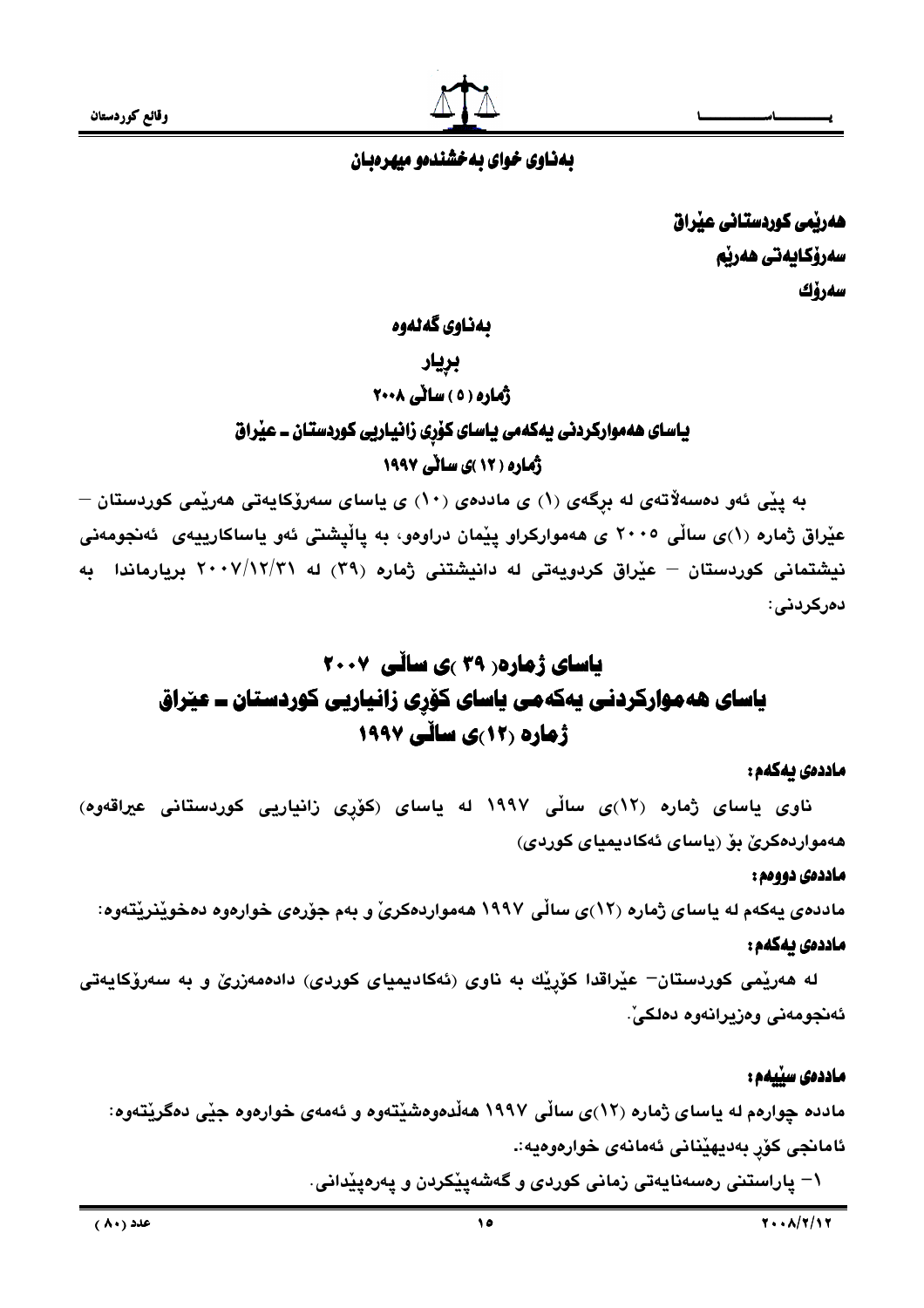بەناوی خوای بەخشندەو میهرەبان

هەرێمی کوردستانی عێراق
سەرۆکایەتی هەرێم
سەرۆك

بەناوی گەلەوە

بڕیار

ژمارە ( ٥ ) ساڵی ٢٠٠٨

یاسای هەموارکردنی یەکەمی یاسای کۆڕی زانیاریی کوردستان ـ عێراق

ژمارە ( ١٢ )ی ساڵی ١٩٩٧

بە پێی ئەو دەسەڵاتەی لە بڕگەی (١) ی ماددەی (١٠) ی یاسای سەرۆکایەتی هەرێمی کوردستان – عێراق ژمارە (١)ی ساڵی ٢٠٠٥ ی هەموارکراو پێمان دراوەو، بە پاڵپشتی ئەو یاساکارییەی ئەنجومەنی نیشتمانی کوردستان – عێراق کردویەتی لە دانیشتنی ژمارە (٣٩) لە ٢٠٠٧/١٢/٣١ بریارماندا بە دەرکردنی:

# یاسای ژمارە( ٣٩ )ی ساڵی ٢٠٠٧
# یاسای هەموارکردنی یەکەمی یاسای کۆڕی زانیاریی کوردستان ـ عێراق ژمارە (١٢)ی ساڵی ١٩٩٧

**ماددەی یەکەم:**

ناوی یاسای ژمارە (١٢)ی ساڵی ١٩٩٧ لە یاسای (کۆڕی زانیاریی کوردستانی عیراقەوە) هەمواردەکرێ بۆ (یاسای ئەکادیمیای کوردی)

**ماددەی دووەم:**

ماددەی یەکەم لە یاسای ژمارە (١٢)ی ساڵی ١٩٩٧ هەمواردەکرێ و بەم جۆرەی خوارەوە دەخوێنرێتەوە:

**ماددەی یەکەم:**

لە هەرێمی کوردستان– عێراقدا کۆڕێك بە ناوی (ئەکادیمیای کوردی) دادەمەزرێ و بە سەرۆکایەتی ئەنجومەنی وەزیرانەوە دەلکێ.

**ماددەی سێیەم:**

ماددە چوارەم لە یاسای ژمارە (١٢)ی ساڵی ١٩٩٧ هەڵدەوەشێتەوە و ئەمەی خوارەوە جێی دەگرێتەوە:

ئامانجی کۆڕ بەدیهێنانی ئەمانەی خوارەوەیە:.

١– پاراستنی رەسەنایەتی زمانی کوردی و گەشەپێکردن و پەرەپێدانی.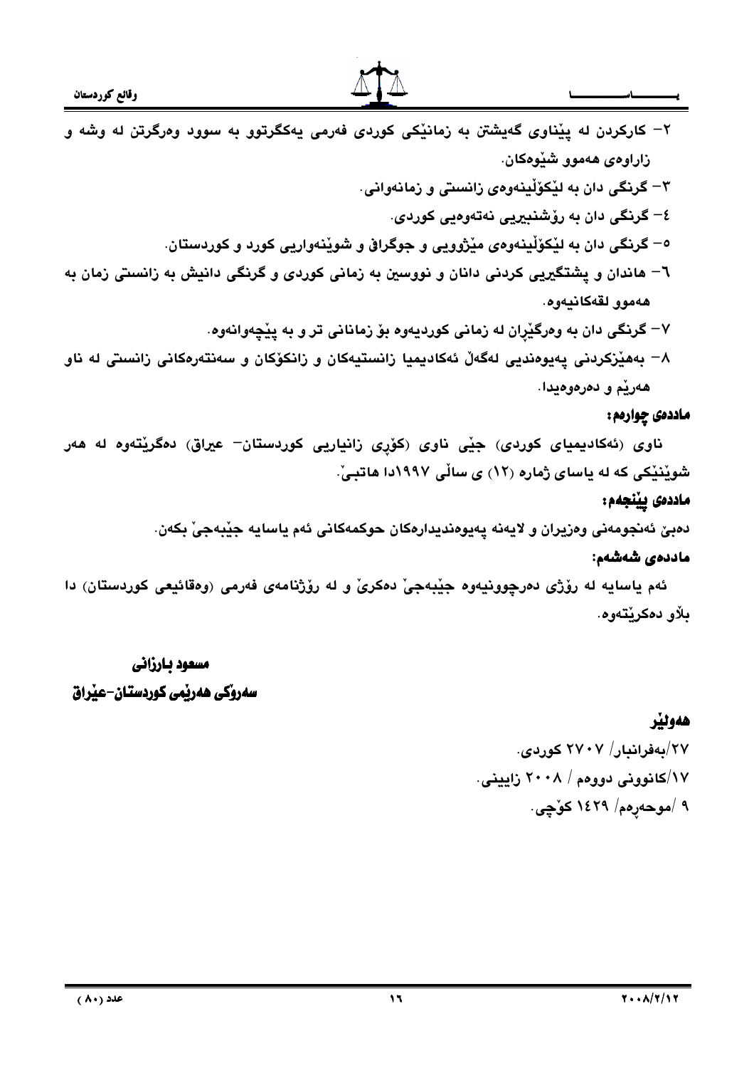٢- كاركردن له پێناوی گەیشتن به زمانێکی کوردی فەرمی یەکگرتوو به سوود وەرگرتن له وشه و زاراوەی هەموو شێوەکان.

٣- گرنگی دان به لێکۆڵینەوەی زانستی و زمانەوانی.

٤- گرنگی دان به رۆشنبیریی نەتەوەیی کوردی.

٥- گرنگی دان به لێکۆڵینەوەی مێژوویی و جوگرافی و شوێنەواریی کورد و کوردستان.

٦- هاندان و پشتگیریی کردنی دانان و نووسین به زمانی کوردی و گرنگی دانیش به زانستی زمان به هەموو لقەکانیەوە.

٧- گرنگی دان به وەرگێڕان له زمانی کوردیەوە بۆ زمانانی تر و به پێچەوانەوە.

٨- بەهێزکردنی پەیوەندیی لەگەڵ ئەکادیمیا زانستیەکان و زانکۆکان و سەنتەرەکانی زانستی له ناو هەرێم و دەرەوەیدا.

**ماددەی چوارەم:**

ناوی (ئەکادیمیای کوردی) جێی ناوی (کۆڕی زانیاریی کوردستان- عیراق) دەگرێتەوە له هەر شوێنێکی که له یاسای ژمارە (١٢) ی ساڵی ١٩٩٧دا هاتبێ.

**ماددەی پێنجەم:**

دەبێ ئەنجومەنی وەزیران و لایەنه پەیوەندیدارەکان حوکمەکانی ئەم یاسایه جێبەجێ بکەن.

**ماددەی شەشەم:**

ئەم یاسایه له ڕۆژی دەرچوونیەوە جێبەجێ دەکرێ و له ڕۆژنامەی فەرمی (وەقائیعی کوردستان) دا بڵاو دەکرێتەوە.

**مسعود بارزانی**

**سەرۆکی هەرێمی کوردستان-عێراق**

**هەولێر**

٢٧/بەفرانبار/ ٢٧٠٧ کوردی.

١٧/کانوونی دووەم / ٢٠٠٨ زایینی.

٩ /موحەڕەم/ ١٤٢٩ کۆچی.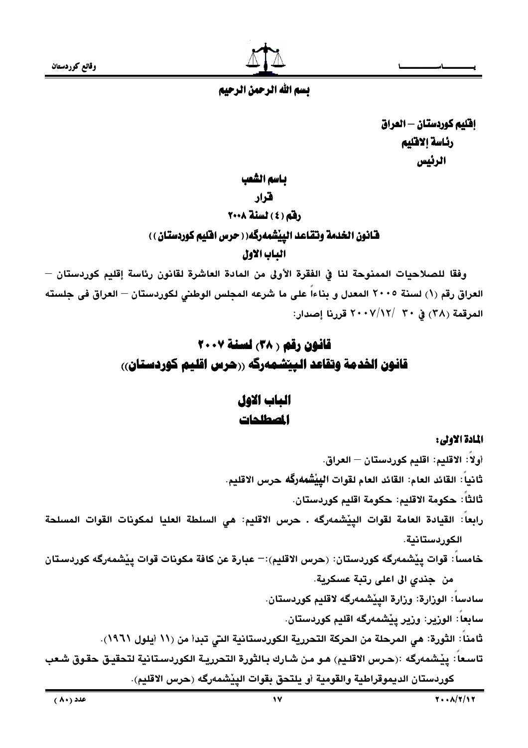بسم الله الرحمن الرحيم

**إقليم كوردستان – العراق**
**رئاسة الاقليم**
**الرئيس**

**باسم الشعب**

**قرار**

**رقم (٤) لسنة ٢٠٠٨**

**قانون الخدمة وتقاعد البيشمەرگە ((حرس اقليم كوردستان))**

**الباب الاول**

وفقا للصلاحيات الممنوحة لنا في الفقرة الأولى من المادة العاشرة لقانون رئاسة إقليم كوردستان – العراق رقم (١) لسنة ٢٠٠٥ المعدل و بناءاً على ما شرعه المجلس الوطني لكوردستان – العراق في جلسته المرقمة (٣٨) في ٣٠ /٢٠٠٧/١٢ قررنا إصدار:

# قانون رقم (٣٨) لسنة ٢٠٠٧
# قانون الخدمة وتقاعد البيشمەرگە ((حرس اقليم كوردستان))

## الباب الاول
## المصطلحات

**المادة الاولى:**

أولاً: الاقليم: اقليم كوردستان – العراق.

ثانياً: القائد العام: القائد العام لقوات البيشمەرگە حرس الاقليم.

ثالثاً: حكومة الاقليم: حكومة اقليم كوردستان.

رابعاً: القيادة العامة لقوات البيشمەرگە ـ حرس الاقليم: هي السلطة العليا لمكونات القوات المسلحة الكوردستانية.

خامساً: قوات پيشمەرگە كوردستان: (حرس الاقليم):– عبارة عن كافة مكونات قوات پيشمەرگە كوردستان من جندي الى اعلى رتبة عسكرية.

سادساً: الوزارة: وزارة البيشمەرگە لاقليم كوردستان.

سابعاً: الوزير: وزير پيشمەرگە اقليم كوردستان.

ثامناً: الثورة: هي المرحلة من الحركة التحررية الكوردستانية التي تبدأ من (١١ أيلول ١٩٦١).

تاسعاً: پيشمەرگە :(حرس الاقليم) هو من شارك بالثورة التحررية الكوردستانية لتحقيق حقوق شعب كوردستان الديموقراطية والقومية أو يلتحق بقوات البيشمەرگە (حرس الاقليم).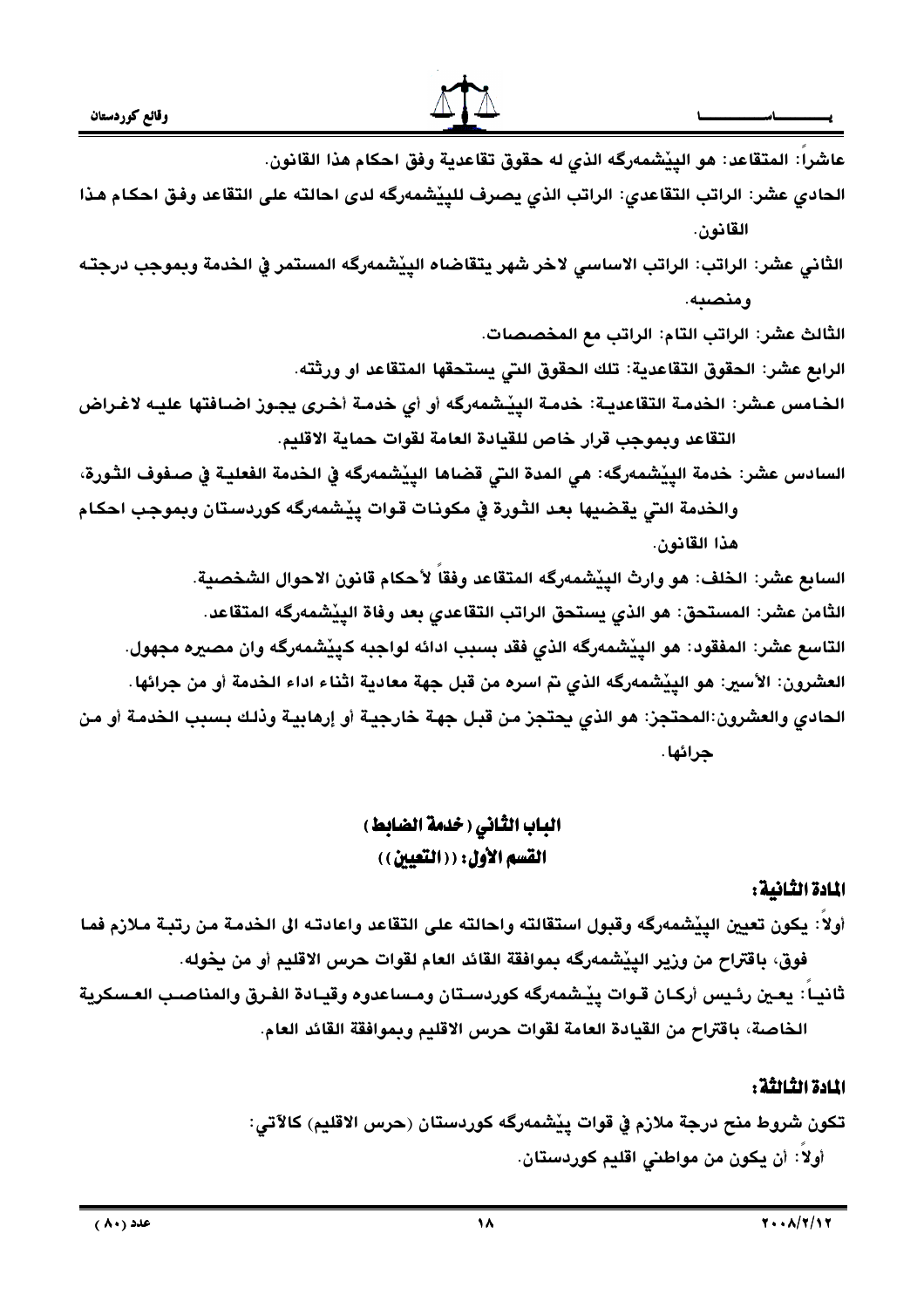عاشراً: المتقاعد: هو البيّشمەرگه الذي له حقوق تقاعدية وفق احكام هذا القانون.

الحادي عشر: الراتب التقاعدي: الراتب الذي يصرف للبيّشمەرگه لدى احالته على التقاعد وفق احكام هذا القانون.

الثاني عشر: الراتب: الراتب الاساسي لاخر شهر يتقاضاه البيّشمەرگه المستمر في الخدمة وبموجب درجته ومنصبه.

الثالث عشر: الراتب التام: الراتب مع المخصصات.

الرابع عشر: الحقوق التقاعدية: تلك الحقوق التي يستحقها المتقاعد او ورثته.

الخامس عشر: الخدمة التقاعدية: خدمة البيّشمەرگه أو أي خدمة أخرى يجوز اضافتها عليه لاغراض التقاعد وبموجب قرار خاص للقيادة العامة لقوات حماية الاقليم.

السادس عشر: خدمة البيّشمەرگه: هي المدة التي قضاها البيّشمەرگه في الخدمة الفعلية في صفوف الثورة، والخدمة التي يقضيها بعد الثورة في مكونات قوات پيّشمەرگه كوردستان وبموجب احكام هذا القانون.

السابع عشر: الخلف: هو وارث البيّشمەرگه المتقاعد وفقاً لأحكام قانون الاحوال الشخصية.

الثامن عشر: المستحق: هو الذي يستحق الراتب التقاعدي بعد وفاة البيّشمەرگه المتقاعد.

التاسع عشر: المفقود: هو البيّشمەرگه الذي فقد بسبب ادائه لواجبه كپيّشمەرگه وان مصيره مجهول.

العشرون: الأسير: هو البيّشمەرگه الذي تم اسره من قبل جهة معادية اثناء اداء الخدمة أو من جرائها.

الحادي والعشرون:المحتجز: هو الذي يحتجز من قبل جهة خارجية أو إرهابية وذلك بسبب الخدمة أو من جرائها.

## الباب الثاني (خدمة الضابط)

### القسم الأول: ((التعيين))

**المادة الثانية:**

أولاً: يكون تعيين البيّشمەرگه وقبول استقالته واحالته على التقاعد واعادته الى الخدمة من رتبة ملازم فما فوق، باقتراح من وزير البيّشمەرگه بموافقة القائد العام لقوات حرس الاقليم أو من يخوله.

ثانياً: يعين رئيس أركان قوات پيّشمەرگه كوردستان ومساعدوه وقيادة الفرق والمناصب العسكرية الخاصة، باقتراح من القيادة العامة لقوات حرس الاقليم وبموافقة القائد العام.

**المادة الثالثة:**

تكون شروط منح درجة ملازم في قوات پيّشمەرگه كوردستان (حرس الاقليم) كالآتي:

أولاً: أن يكون من مواطني اقليم كوردستان.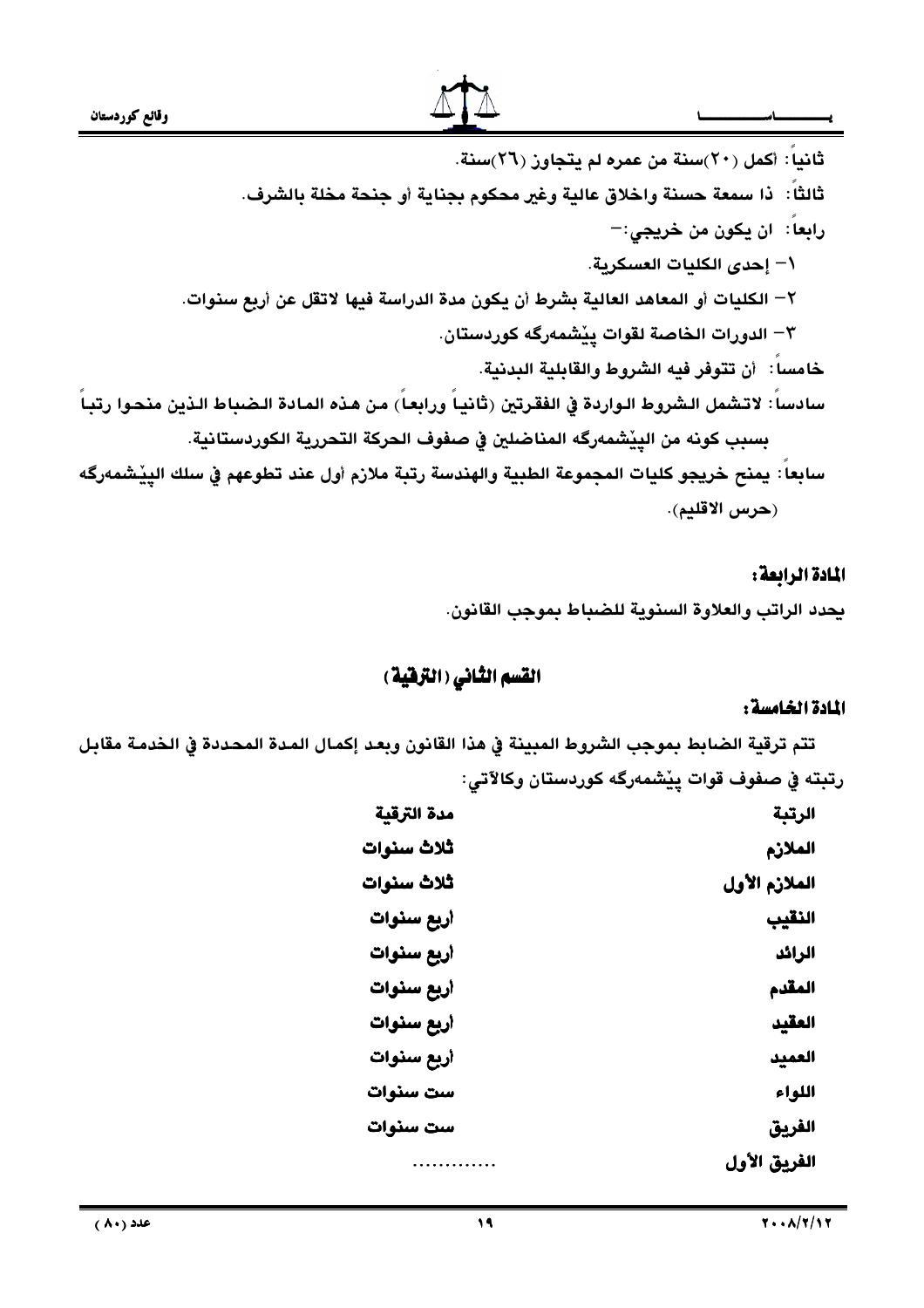ثانياً: أكمل (٢٠)سنة من عمره لم يتجاوز (٢٦)سنة.

ثالثاً: ذا سمعة حسنة واخلاق عالية وغير محكوم بجناية أو جنحة مخلة بالشرف.

رابعاً: ان يكون من خريجي:-

١- إحدى الكليات العسكرية.

٢- الكليات أو المعاهد العالية بشرط أن يكون مدة الدراسة فيها لاتقل عن أربع سنوات.

٣- الدورات الخاصة لقوات پێشمەرگە كوردستان.

خامساً: أن تتوفر فيه الشروط والقابلية البدنية.

سادساً: لاتشمل الشروط الواردة في الفقرتين (ثانياً ورابعاً) من هذه المادة الضباط الذين منحوا رتباً بسبب كونه من البيشمەرگە المناضلين في صفوف الحركة التحررية الكوردستانية.

سابعاً: يمنح خريجو كليات المجموعة الطبية والهندسة رتبة ملازم أول عند تطوعهم في سلك البيشمەرگە (حرس الاقليم).

**المادة الرابعة:**

يحدد الراتب والعلاوة السنوية للضباط بموجب القانون.

## القسم الثاني (الترقية)

**المادة الخامسة:**

تتم ترقية الضابط بموجب الشروط المبينة في هذا القانون وبعد إكمال المدة المحددة في الخدمة مقابل رتبته في صفوف قوات پێشمەرگە كوردستان وكالآتي:

| الرتبة | مدة الترقية |
|---|---|
| الملازم | ثلاث سنوات |
| الملازم الأول | ثلاث سنوات |
| النقيب | أربع سنوات |
| الرائد | أربع سنوات |
| المقدم | أربع سنوات |
| العقيد | أربع سنوات |
| العميد | أربع سنوات |
| اللواء | ست سنوات |
| الفريق | ست سنوات |
| الفريق الأول | ............. |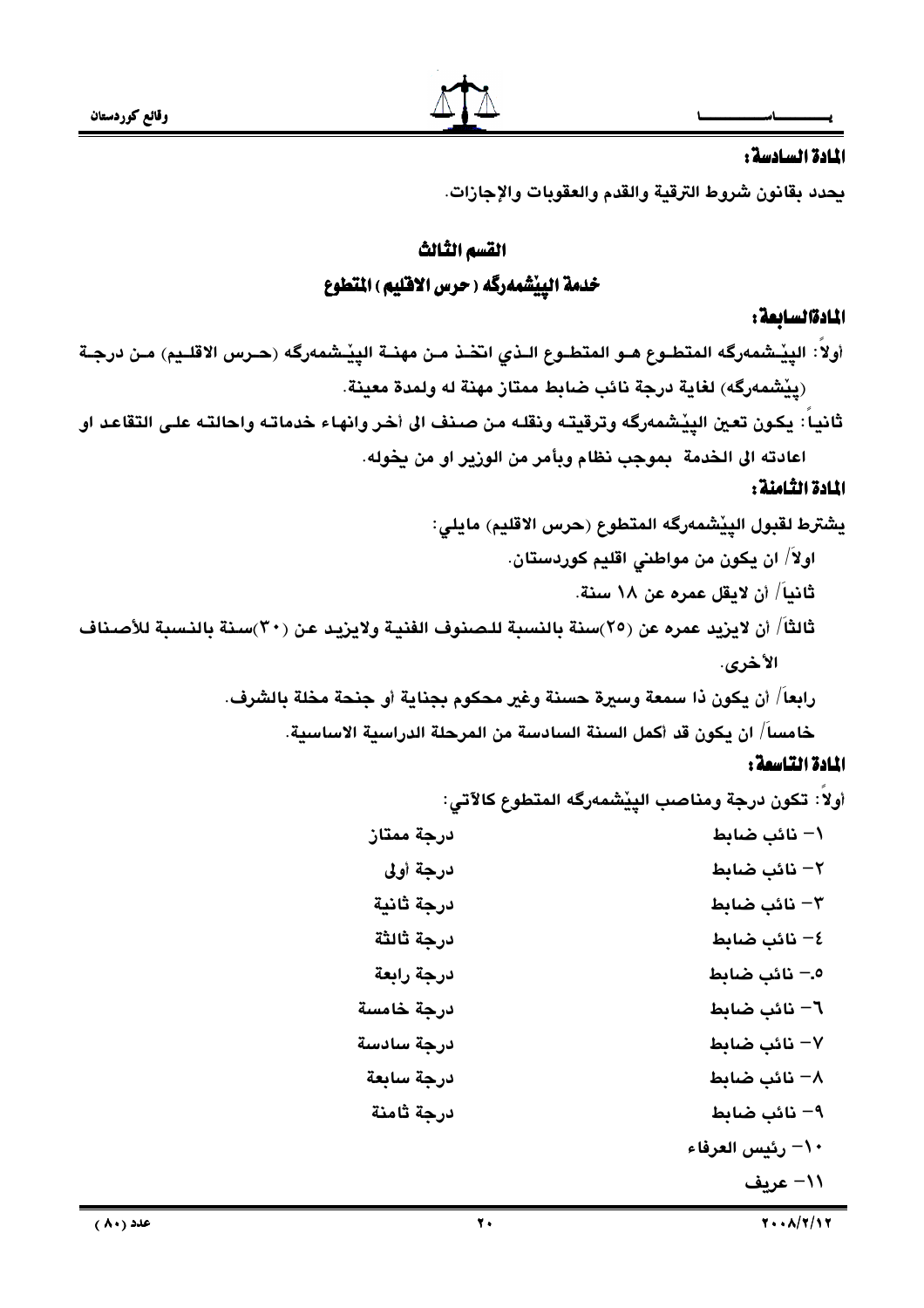## المادة السادسة:

يحدد بقانون شروط الترقية والقدم والعقوبات والإجازات.

## القسم الثالث

## خدمة البيّشمەرگە (حرس الاقليم) المتطوع

## المادةالسابعة:

أولاً: البيّشمەرگە المتطوع هو المتطوع الذي اتخذ من مهنة البيّشمەرگە (حرس الاقليم) من درجة (بيّشمەرگە) لغاية درجة نائب ضابط ممتاز مهنة له ولمدة معينة.

ثانياً: يكون تعين البيّشمەرگە وترقيته ونقله من صنف الى أخر وانهاء خدماته واحالته على التقاعد او اعادته الى الخدمة بموجب نظام وبأمر من الوزير او من يخوله.

## المادة الثامنة:

يشترط لقبول البيّشمەرگە المتطوع (حرس الاقليم) مايلي:

اولاً/ ان يكون من مواطني اقليم كوردستان.

ثانياً/ أن لايقل عمره عن ١٨ سنة.

ثالثاً/ أن لايزيد عمره عن (٢٥)سنة بالنسبة للصنوف الفنية ولايزيد عن (٣٠)سنة بالنسبة للأصناف الأخرى.

رابعاً/ أن يكون ذا سمعة وسيرة حسنة وغير محكوم بجناية أو جنحة مخلة بالشرف.

خامساً/ ان يكون قد أكمل السنة السادسة من المرحلة الدراسية الاساسية.

## المادة التاسعة:

أولاً: تكون درجة ومناصب البيّشمەرگە المتطوع كالآتي:

| | |
|---|---|
| ١- نائب ضابط | درجة ممتاز |
| ٢- نائب ضابط | درجة أولى |
| ٣- نائب ضابط | درجة ثانية |
| ٤- نائب ضابط | درجة ثالثة |
| ٥.- نائب ضابط | درجة رابعة |
| ٦- نائب ضابط | درجة خامسة |
| ٧- نائب ضابط | درجة سادسة |
| ٨- نائب ضابط | درجة سابعة |
| ٩- نائب ضابط | درجة ثامنة |
| ١٠- رئيس العرفاء | |
| ١١- عريف | |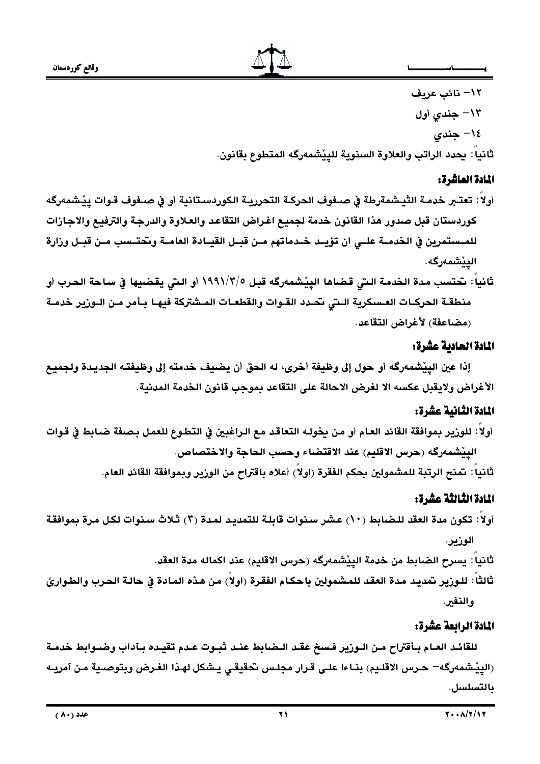١٢- نائب عريف

١٣- جندي أول

١٤- جندي

ثانياً: يحدد الراتب والعلاوة السنوية للپێشمەرگە المتطوع بقانون.

### المادة العاشرة:

أولاً: تعتبر خدمة الثيشمةرطة في صفوف الحركة التحررية الكوردستانية أو في صفوف قوات پێشمەرگە كوردستان قبل صدور هذا القانون خدمة لجميع اغراض التقاعد والعلاوة والدرجة والترفيع والاجازات للمستمرين في الخدمة على ان تؤيد خدماتهم من قبل القيادة العامة وتحتسب من قبل وزارة الپێشمەرگە.

ثانياً: تحتسب مدة الخدمة التي قضاها الپێشمەرگە قبل ١٩٩١/٣/٥ أو التي يقضيها في ساحة الحرب أو منطقة الحركات العسكرية التي تحدد القوات والقطعات المشتركة فيها بأمر من الوزير خدمة (مضاعفة) لأغراض التقاعد.

### المادة الحادية عشرة:

إذا عين الپێشمەرگە أو حول إلى وظيفة أخرى، له الحق أن يضيف خدمته إلى وظيفته الجديدة ولجميع الأغراض ولايقبل عكسه الا لغرض الاحالة على التقاعد بموجب قانون الخدمة المدنية.

### المادة الثانية عشرة:

أولاً: للوزير بموافقة القائد العام أو من يخوله التعاقد مع الراغبين في التطوع للعمل بصفة ضابط في قوات الپێشمەرگە (حرس الاقليم) عند الاقتضاء وحسب الحاجة والاختصاص.

ثانياً: تمنح الرتبة للمشمولين بحكم الفقرة (اولاً) أعلاه باقتراح من الوزير وبموافقة القائد العام.

### المادة الثالثة عشرة:

أولاً: تكون مدة العقد للضابط (١٠) عشر سنوات قابلة للتمديد لمدة (٣) ثلاث سنوات لكل مرة بموافقة الوزير.

ثانياً: يسرح الضابط من خدمة الپێشمەرگە (حرس الاقليم) عند اكماله مدة العقد.

ثالثاً: للوزير تمديد مدة العقد للمشمولين باحكام الفقرة (اولاً) من هذه المادة في حالة الحرب والطوارئ والنفير.

### المادة الرابعة عشرة:

للقائد العام بأقتراح من الوزير فسخ عقد الضابط عند ثبوت عدم تقيده بآداب وضوابط خدمة (الپێشمەرگە- حرس الاقليم) بناءا على قرار مجلس تحقيقي يشكل لهذا الغرض وبتوصية من آمريه بالتسلسل.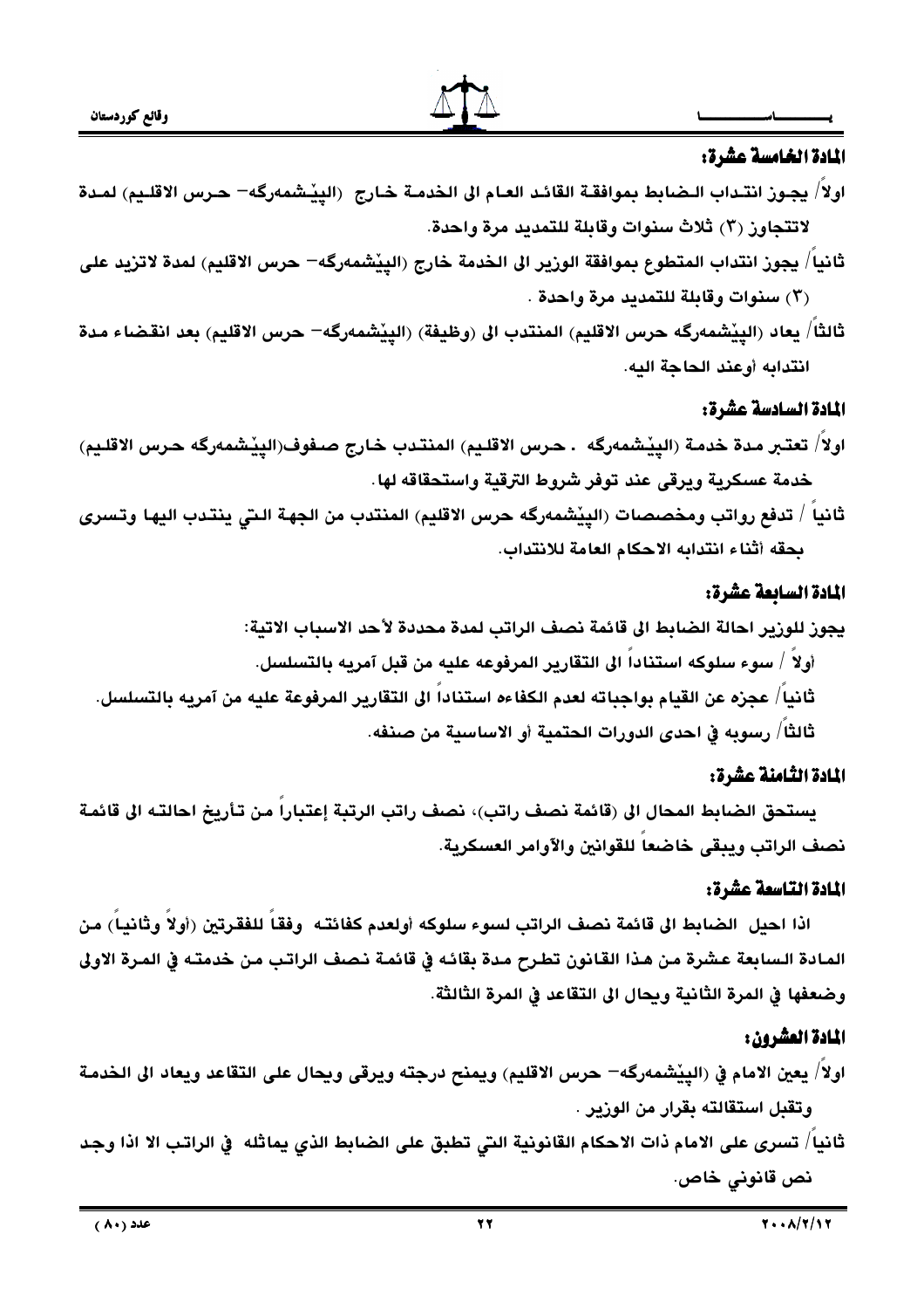### المادة الخامسة عشرة:

اولاً/ يجوز انتداب الضابط بموافقة القائد العام الى الخدمة خارج (البيّشمەرگە- حرس الاقليم) لمدة لاتتجاوز (٣) ثلاث سنوات وقابلة للتمديد مرة واحدة.

ثانياً/ يجوز انتداب المتطوع بموافقة الوزير الى الخدمة خارج (البيّشمەرگە- حرس الاقليم) لمدة لاتزيد على (٣) سنوات وقابلة للتمديد مرة واحدة .

ثالثاً/ يعاد (البيّشمەرگە حرس الاقليم) المنتدب الى (وظيفة) (البيّشمەرگە- حرس الاقليم) بعد انقضاء مدة انتدابه أوعند الحاجة اليه.

### المادة السادسة عشرة:

اولاً/ تعتبر مدة خدمة (البيّشمەرگە . حرس الاقليم) المنتدب خارج صفوف(البيّشمەرگە حرس الاقليم) خدمة عسكرية ويرقى عند توفر شروط الترقية واستحقاقه لها.

ثانياً / تدفع رواتب ومخصصات (البيّشمەرگە حرس الاقليم) المنتدب من الجهة التي ينتدب اليها وتسرى بحقه أثناء انتدابه الاحكام العامة للانتداب.

### المادة السابعة عشرة:

يجوز للوزير احالة الضابط الى قائمة نصف الراتب لمدة محددة لأحد الاسباب الاتية:

أولاً / سوء سلوكه استناداً الى التقارير المرفوعه عليه من قبل آمريه بالتسلسل.

ثانياً/ عجزه عن القيام بواجباته لعدم الكفاءه استناداً الى التقارير المرفوعة عليه من آمريه بالتسلسل.

ثالثاً/ رسوبه في احدى الدورات الحتمية أو الاساسية من صنفه.

### المادة الثامنة عشرة:

يستحق الضابط المحال الى (قائمة نصف راتب)، نصف راتب الرتبة إعتباراً من تأريخ احالته الى قائمة نصف الراتب ويبقى خاضعاً للقوانين والآوامر العسكرية.

### المادة التاسعة عشرة:

اذا احيل الضابط الى قائمة نصف الراتب لسوء سلوكه أولعدم كفائته وفقاً للفقرتين (أولاً وثانياً) من المادة السابعة عشرة من هذا القانون تطرح مدة بقائه في قائمة نصف الراتب من خدمته في المرة الاولى وضعفها في المرة الثانية ويحال الى التقاعد في المرة الثالثة.

### المادة العشرون:

اولاً/ يعين الامام في (البيّشمەرگە- حرس الاقليم) ويمنح درجته ويرقى ويحال على التقاعد ويعاد الى الخدمة وتقبل استقالته بقرار من الوزير .

ثانياً/ تسرى على الامام ذات الاحكام القانونية التي تطبق على الضابط الذي يماثله في الراتب الا اذا وجد نص قانوني خاص.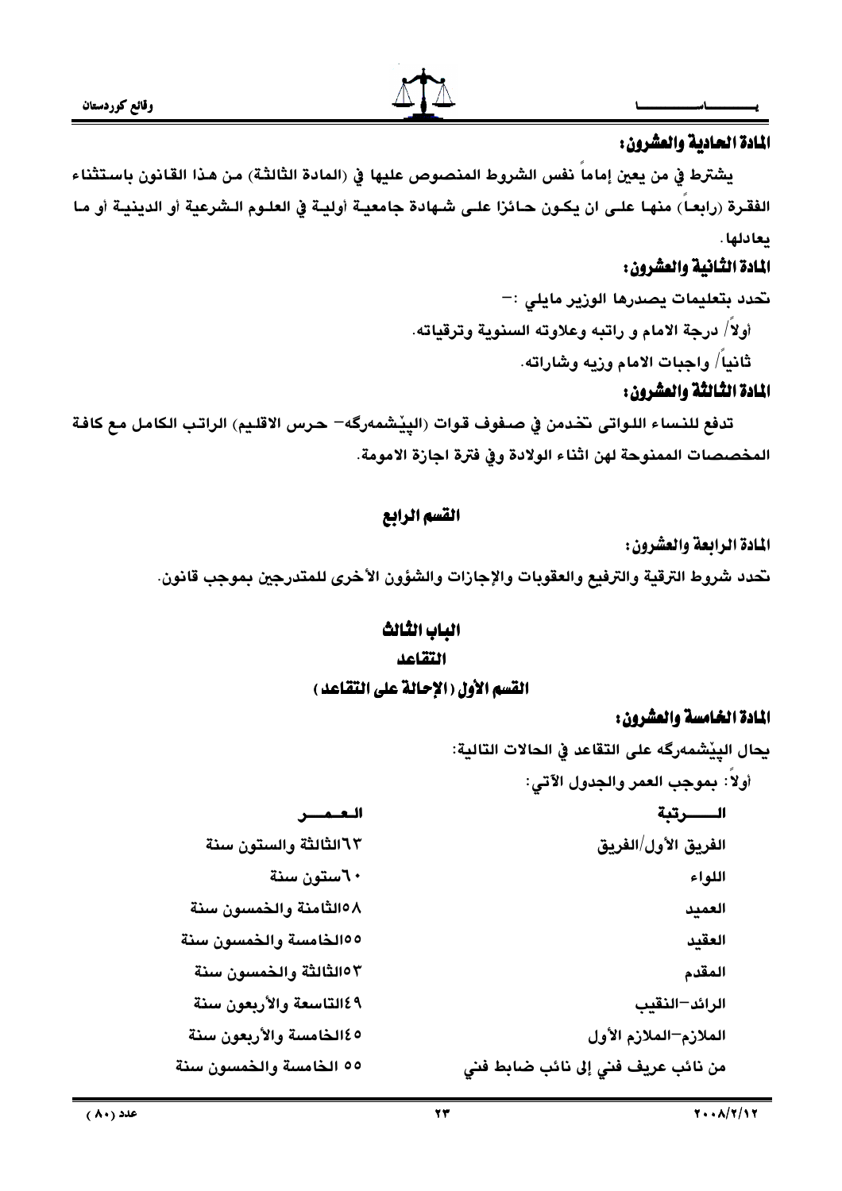**المادة الحادية والعشرون:**

يشترط في من يعين إماماً نفس الشروط المنصوص عليها في (المادة الثالثة) من هذا القانون باستثناء الفقرة (رابعاً) منها على ان يكون حائزا على شهادة جامعية أولية في العلوم الشرعية أو الدينية أو ما يعادلها.

**المادة الثانية والعشرون:**

تحدد بتعليمات يصدرها الوزير مايلي :-

أولاً/ درجة الامام و راتبه وعلاوته السنوية وترقياته.

ثانياً/ واجبات الامام وزيه وشاراته.

**المادة الثالثة والعشرون:**

تدفع للنساء اللواتى تخدمن في صفوف قوات (البيّشمەرگە- حرس الاقليم) الراتب الكامل مع كافة المخصصات الممنوحة لهن اثناء الولادة وفي فترة اجازة الامومة.

## القسم الرابع

**المادة الرابعة والعشرون:**

تحدد شروط الترقية والترفيع والعقوبات والإجازات والشؤون الأخرى للمتدرجين بموجب قانون.

# الباب الثالث

## التقاعد

## القسم الأول (الإحالة على التقاعد)

**المادة الخامسة والعشرون:**

يحال البيّشمەرگە على التقاعد في الحالات التالية:

أولاً: بموجب العمر والجدول الآتي:

| الرتبة | العمر |
|---|---|
| الفريق الأول/الفريق | ٦٣الثالثة والستون سنة |
| اللواء | ٦٠ستون سنة |
| العميد | ٥٨الثامنة والخمسون سنة |
| العقيد | ٥٥الخامسة والخمسون سنة |
| المقدم | ٥٣الثالثة والخمسون سنة |
| الرائد-النقيب | ٤٩التاسعة والأربعون سنة |
| الملازم-الملازم الأول | ٤٥الخامسة والأربعون سنة |
| من نائب عريف فني إلى نائب ضابط فني | ٥٥ الخامسة والخمسون سنة |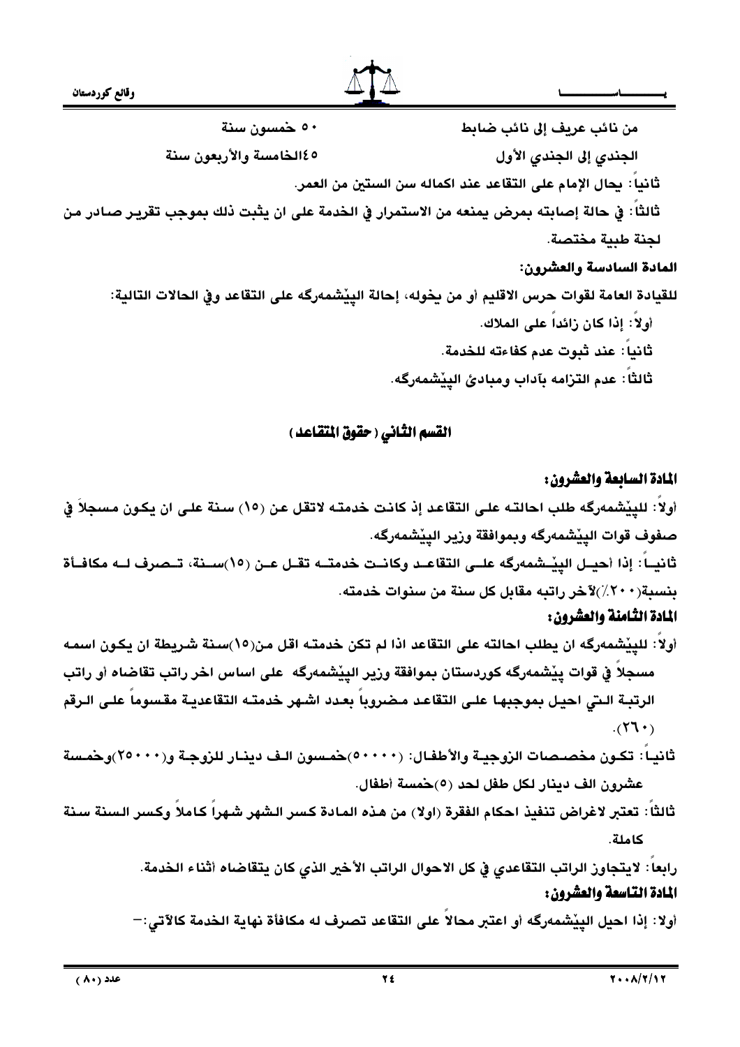| | |
|---|---|
| من نائب عريف إلى نائب ضابط | ٥٠ خمسون سنة |
| الجندي إلى الجندي الأول | ٤٥الخامسة والأربعون سنة |

ثانياً: يحال الإمام على التقاعد عند اكماله سن الستين من العمر.

ثالثاً: في حالة إصابته بمرض يمنعه من الاستمرار في الخدمة على ان يثبت ذلك بموجب تقرير صادر من لجنة طبية مختصة.

**المادة السادسة والعشرون:**

للقيادة العامة لقوات حرس الاقليم أو من يخوله، إحالة البيّشمەرگە على التقاعد وفي الحالات التالية:

أولاً: إذا كان زائداً على الملاك.

ثانياً: عند ثبوت عدم كفاءته للخدمة.

ثالثاً: عدم التزامه بآداب ومبادئ البيّشمەرگە.

## القسم الثاني (حقوق المتقاعد)

**المادة السابعة والعشرون:**

أولاً: للبيّشمەرگە طلب احالته على التقاعد إذ كانت خدمته لاتقل عن (١٥) سنة على ان يكون مسجلاً في صفوف قوات البيّشمەرگە وبموافقة وزير البيّشمەرگە.

ثانياً: إذا أحيل البيّشمەرگە على التقاعد وكانت خدمته تقل عن (١٥)سنة، تصرف له مكافأة بنسبة(٢٠٠٪)لآخر راتبه مقابل كل سنة من سنوات خدمته.

**المادة الثامنة والعشرون:**

أولاً: للبيّشمەرگە ان يطلب احالته على التقاعد اذا لم تكن خدمته اقل من(١٥)سنة شريطة ان يكون اسمه مسجلاً في قوات پيّشمەرگە كوردستان بموافقة وزير البيّشمەرگە على اساس اخر راتب تقاضاه أو راتب الرتبة التي احيل بموجبها على التقاعد مضروباً بعدد اشهر خدمته التقاعدية مقسوماً على الرقم (٢٦٠).

ثانياً: تكون مخصصات الزوجية والأطفال: (٥٠٠٠٠)خمسون الف دينار للزوجة و(٢٥٠٠٠)وخمسة عشرون الف دينار لكل طفل لحد (٥)خمسة أطفال.

ثالثاً: تعتبر لاغراض تنفيذ احكام الفقرة (اولا) من هذه المادة كسر الشهر شهراً كاملاً وكسر السنة سنة كاملة.

رابعاً: لايتجاوز الراتب التقاعدي في كل الاحوال الراتب الأخير الذي كان يتقاضاه أثناء الخدمة.

**المادة التاسعة والعشرون:**

أولا: إذا احيل البيّشمەرگە أو اعتبر محالاً على التقاعد تصرف له مكافأة نهاية الخدمة كالآتي:-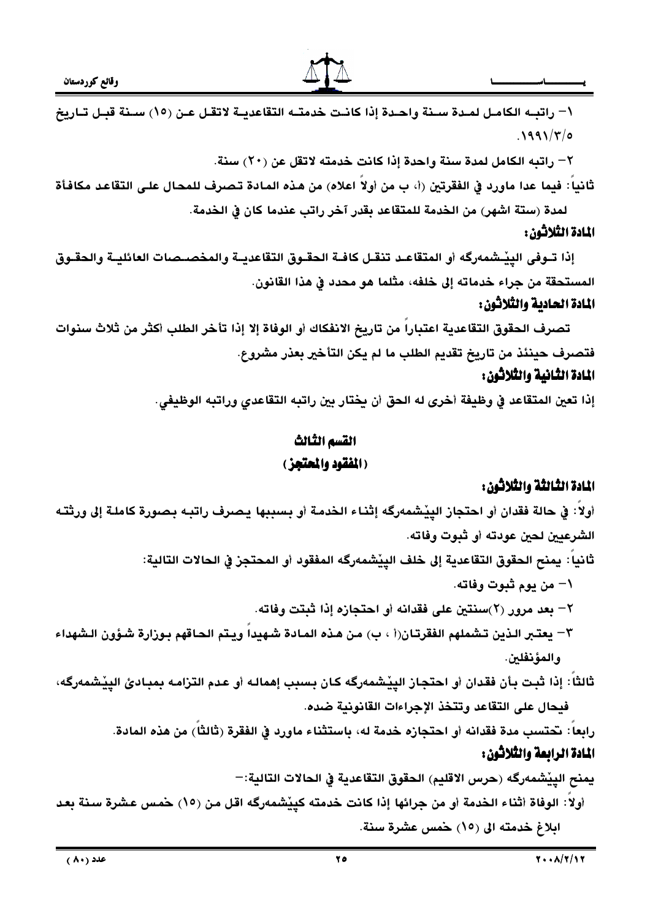١– راتبه الكامل لمدة سنة واحدة إذا كانت خدمته التقاعدية لاتقل عن (١٥) سنة قبل تاريخ ١٩٩١/٣/٥.

٢– راتبه الكامل لمدة سنة واحدة إذا كانت خدمته لاتقل عن (٢٠) سنة.

ثانياً: فيما عدا ماورد في الفقرتين (أ، ب من أولاً اعلاه) من هذه المادة تصرف للمحال على التقاعد مكافأة لمدة (ستة اشهر) من الخدمة للمتقاعد بقدر آخر راتب عندما كان في الخدمة.

**المادة الثلاثون:**

إذا توفى البيْشمەرگە أو المتقاعد تنقل كافة الحقوق التقاعدية والمخصصات العائلية والحقوق المستحقة من جراء خدماته إلى خلفه، مثلما هو محدد في هذا القانون.

**المادة الحادية والثلاثون:**

تصرف الحقوق التقاعدية اعتباراً من تاريخ الانفكاك أو الوفاة إلا إذا تأخر الطلب أكثر من ثلاث سنوات فتصرف حينئذ من تاريخ تقديم الطلب ما لم يكن التأخير بعذر مشروع.

**المادة الثانية والثلاثون:**

إذا تعين المتقاعد في وظيفة أخرى له الحق أن يختار بين راتبه التقاعدي وراتبه الوظيفي.

## القسم الثالث

## (المفقود والمحتجز)

**المادة الثالثة والثلاثون:**

أولاً: في حالة فقدان أو احتجاز البيْشمەرگە إثناء الخدمة أو بسببها يصرف راتبه بصورة كاملة إلى ورثته الشرعيين لحين عودته أو ثبوت وفاته.

ثانياً: يمنح الحقوق التقاعدية إلى خلف البيْشمەرگە المفقود أو المحتجز في الحالات التالية:

١– من يوم ثبوت وفاته.

٢– بعد مرور (٢)سنتين على فقدانه أو احتجازه إذا ثبتت وفاته.

٣– يعتبر الذين تشملهم الفقرتان(أ ، ب) من هذه المادة شهيداً ويتم الحاقهم بوزارة شؤون الشهداء والمؤنفلين.

ثالثاً: إذا ثبت بأن فقدان أو احتجاز البيْشمەرگە كان بسبب إهماله أو عدم التزامه بمبادئ البيْشمەرگە، فيحال على التقاعد وتتخذ الإجراءات القانونية ضده.

رابعاً: تحتسب مدة فقدانه أو احتجازه خدمة له، باستثناء ماورد في الفقرة (ثالثاً) من هذه المادة.

**المادة الرابعة والثلاثون:**

يمنح البيْشمەرگە (حرس الاقليم) الحقوق التقاعدية في الحالات التالية:–

أولاً: الوفاة أثناء الخدمة أو من جرائها إذا كانت خدمته كبيْشمەرگە اقل من (١٥) خمس عشرة سنة بعد ابلاغ خدمته الى (١٥) خمس عشرة سنة.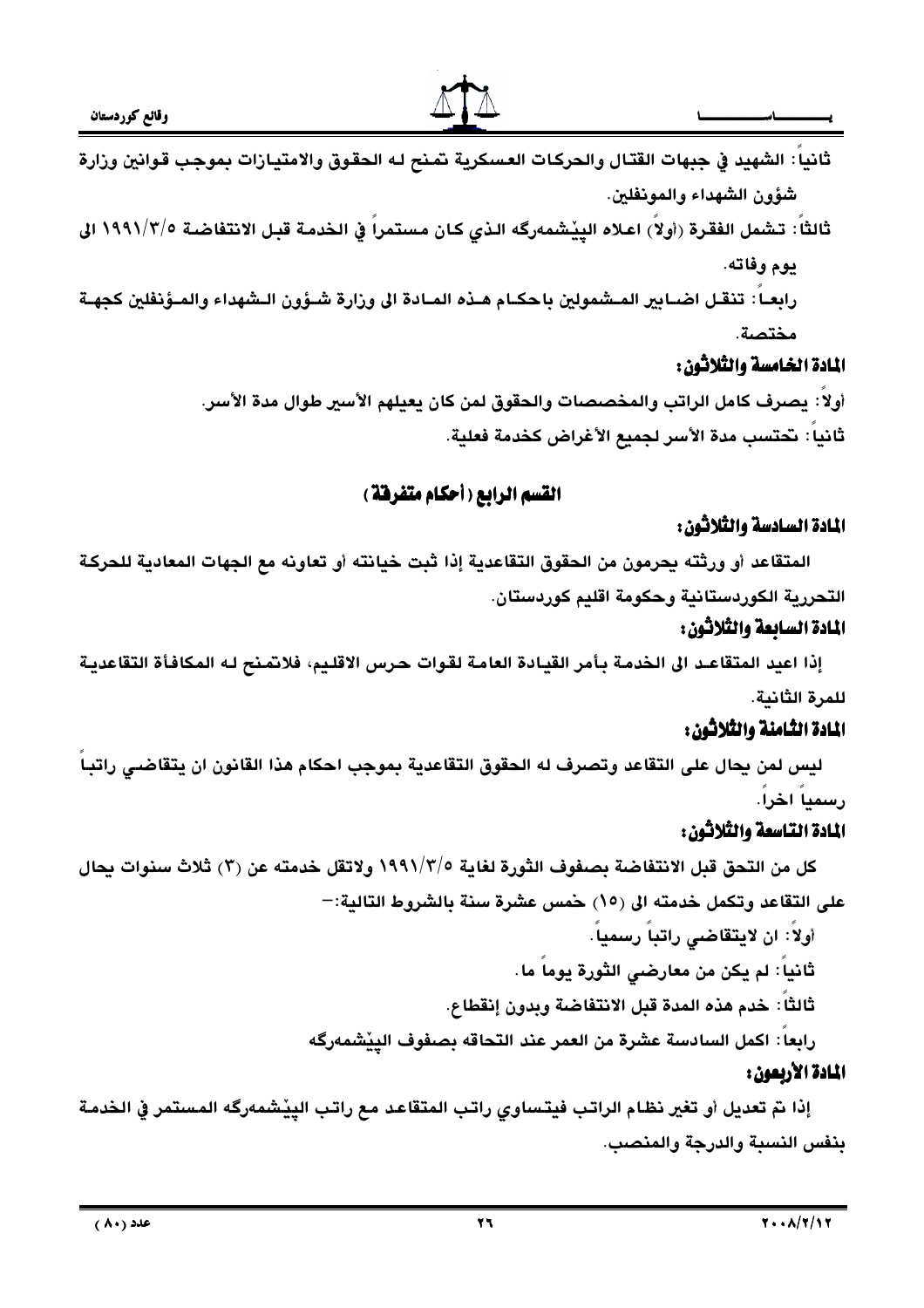ثانياً: الشهيد في جبهات القتال والحركات العسكرية تمنح له الحقوق والامتيازات بموجب قوانين وزارة شؤون الشهداء والمونفلين.

ثالثاً: تشمل الفقرة (أولاً) اعلاه البيْشمەرگه الذي كان مستمراً في الخدمة قبل الانتفاضة ١٩٩١/٣/٥ الى يوم وفاته.

رابعاً: تنقل اضابير المشمولين باحكام هذه المادة الى وزارة شؤون الشهداء والمؤنفلين كجهة مختصة.

### المادة الخامسة والثلاثون:

أولاً: يصرف كامل الراتب والمخصصات والحقوق لمن كان يعيلهم الأسير طوال مدة الأسر.

ثانياً: تحتسب مدة الأسر لجميع الأغراض كخدمة فعلية.

## القسم الرابع (أحكام متفرقة)

### المادة السادسة والثلاثون:

المتقاعد أو ورثته يحرمون من الحقوق التقاعدية إذا ثبت خيانته أو تعاونه مع الجهات المعادية للحركة التحررية الكوردستانية وحكومة اقليم كوردستان.

### المادة السابعة والثلاثون:

إذا اعيد المتقاعد الى الخدمة بأمر القيادة العامة لقوات حرس الاقليم، فلاتمنح له المكافأة التقاعدية للمرة الثانية.

### المادة الثامنة والثلاثون:

ليس لمن يحال على التقاعد وتصرف له الحقوق التقاعدية بموجب احكام هذا القانون ان يتقاضى راتباً رسمياً اخراً.

### المادة التاسعة والثلاثون:

كل من التحق قبل الانتفاضة بصفوف الثورة لغاية ١٩٩١/٣/٥ ولاتقل خدمته عن (٣) ثلاث سنوات يحال على التقاعد وتكمل خدمته الى (١٥) خمس عشرة سنة بالشروط التالية:-

أولاً: ان لايتقاضى راتباً رسمياً.

ثانياً: لم يكن من معارضي الثورة يوماً ما.

ثالثاً: خدم هذه المدة قبل الانتفاضة وبدون إنقطاع.

رابعاً: اكمل السادسة عشرة من العمر عند التحاقه بصفوف البيْشمەرگه

### المادة الأربعون:

إذا تم تعديل أو تغير نظام الراتب فيتساوي راتب المتقاعد مع راتب البيْشمەرگه المستمر في الخدمة بنفس النسبة والدرجة والمنصب.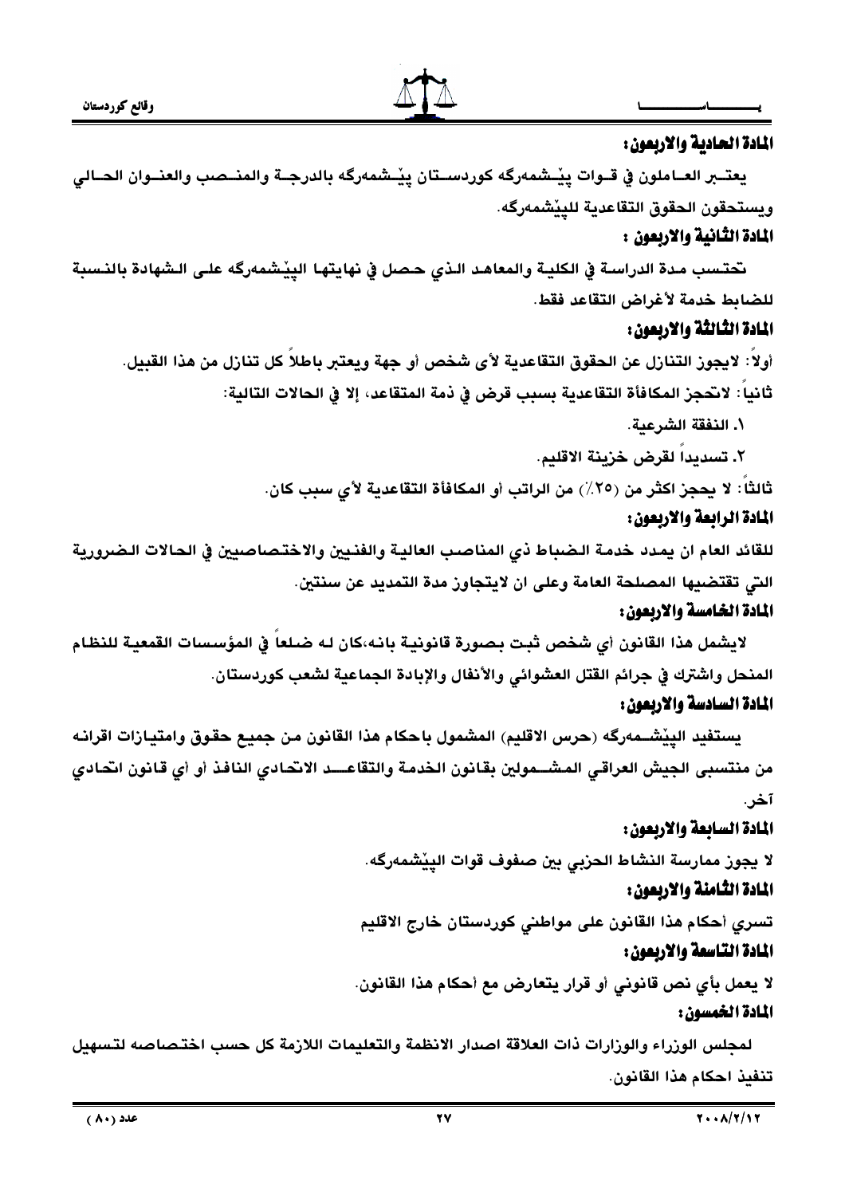### المادة الحادية والاربعون:

يعتبر العاملون في قوات پێشمەرگە كوردستان پێشمەرگە بالدرجة والمنصب والعنوان الحالي ويستحقون الحقوق التقاعدية للپێشمەرگە.

### المادة الثانية والاربعون :

تحتسب مدة الدراسة في الكلية والمعاهد الذي حصل في نهايتها الپێشمەرگە على الشهادة بالنسبة للضابط خدمة لأغراض التقاعد فقط.

### المادة الثالثة والاربعون:

أولاً: لايجوز التنازل عن الحقوق التقاعدية لأى شخص أو جهة ويعتبر باطلاً كل تنازل من هذا القبيل.

ثانياً: لاتحجز المكافأة التقاعدية بسبب قرض في ذمة المتقاعد، إلا في الحالات التالية:

١. النفقة الشرعية.

٢. تسديداً لقرض خزينة الاقليم.

ثالثاً: لا يحجز اكثر من (٢٥٪) من الراتب أو المكافأة التقاعدية لأي سبب كان.

### المادة الرابعة والاربعون:

للقائد العام ان يمدد خدمة الضباط ذي المناصب العالية والفنيين والاختصاصيين في الحالات الضرورية التي تقتضيها المصلحة العامة وعلى ان لايتجاوز مدة التمديد عن سنتين.

### المادة الخامسة والاربعون:

لايشمل هذا القانون أي شخص ثبت بصورة قانونية بانه،كان له ضلعاً في المؤسسات القمعية للنظام المنحل واشترك في جرائم القتل العشوائي والأنفال والإبادة الجماعية لشعب كوردستان.

### المادة السادسة والاربعون:

يستفيد الپێشمەرگە (حرس الاقليم) المشمول باحكام هذا القانون من جميع حقوق وامتيازات اقرانه من منتسبى الجيش العراقي المشمولين بقانون الخدمة والتقاعد الاتحادي النافذ أو أي قانون اتحادي آخر.

### المادة السابعة والاربعون:

لا يجوز ممارسة النشاط الحزبي بين صفوف قوات الپێشمەرگە.

### المادة الثامنة والاربعون:

تسري أحكام هذا القانون على مواطني كوردستان خارج الاقليم

### المادة التاسعة والاربعون:

لا يعمل بأي نص قانوني أو قرار يتعارض مع أحكام هذا القانون.

### المادة الخمسون:

لمجلس الوزراء والوزارات ذات العلاقة اصدار الانظمة والتعليمات اللازمة كل حسب اختصاصه لتسهيل تنفيذ احكام هذا القانون.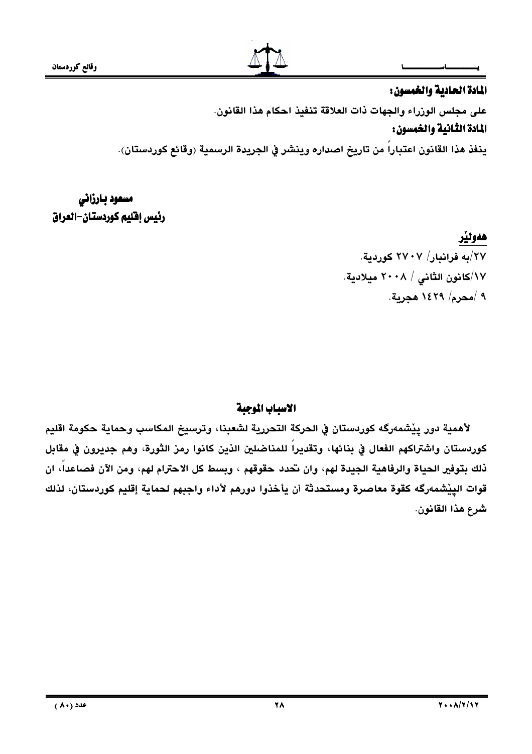**المادة الحادية والخمسون:**

على مجلس الوزراء والجهات ذات العلاقة تنفيذ احكام هذا القانون.

**المادة الثانية والخمسون:**

ينفذ هذا القانون اعتباراً من تاريخ اصداره وينشر في الجريدة الرسمية (وقائع كوردستان).

**مسعود بارزاني**
**رئيس إقليم كوردستان-العراق**

**هەولێر**

٢٧/بە فرانبار/ ٢٧٠٧ كوردية.

١٧/كانون الثاني / ٢٠٠٨ ميلادية.

٩ /محرم/ ١٤٢٩ هجرية.

## الاسباب الموجبة

لأهمية دور پێشمەرگە كوردستان في الحركة التحررية لشعبنا، وترسيخ المكاسب وحماية حكومة اقليم كوردستان واشتراكهم الفعال في بنائها، وتقديراً للمناضلين الذين كانوا رمز الثورة، وهم جديرون في مقابل ذلك بتوفير الحياة والرفاهية الجيدة لهم، وان تحدد حقوقهم ، وبسط كل الاحترام لهم، ومن الآن فصاعداً، ان قوات الپێشمەرگە كقوة معاصرة ومستحدثة أن يأخذوا دورهم لأداء واجبهم لحماية إقليم كوردستان، لذلك شرع هذا القانون.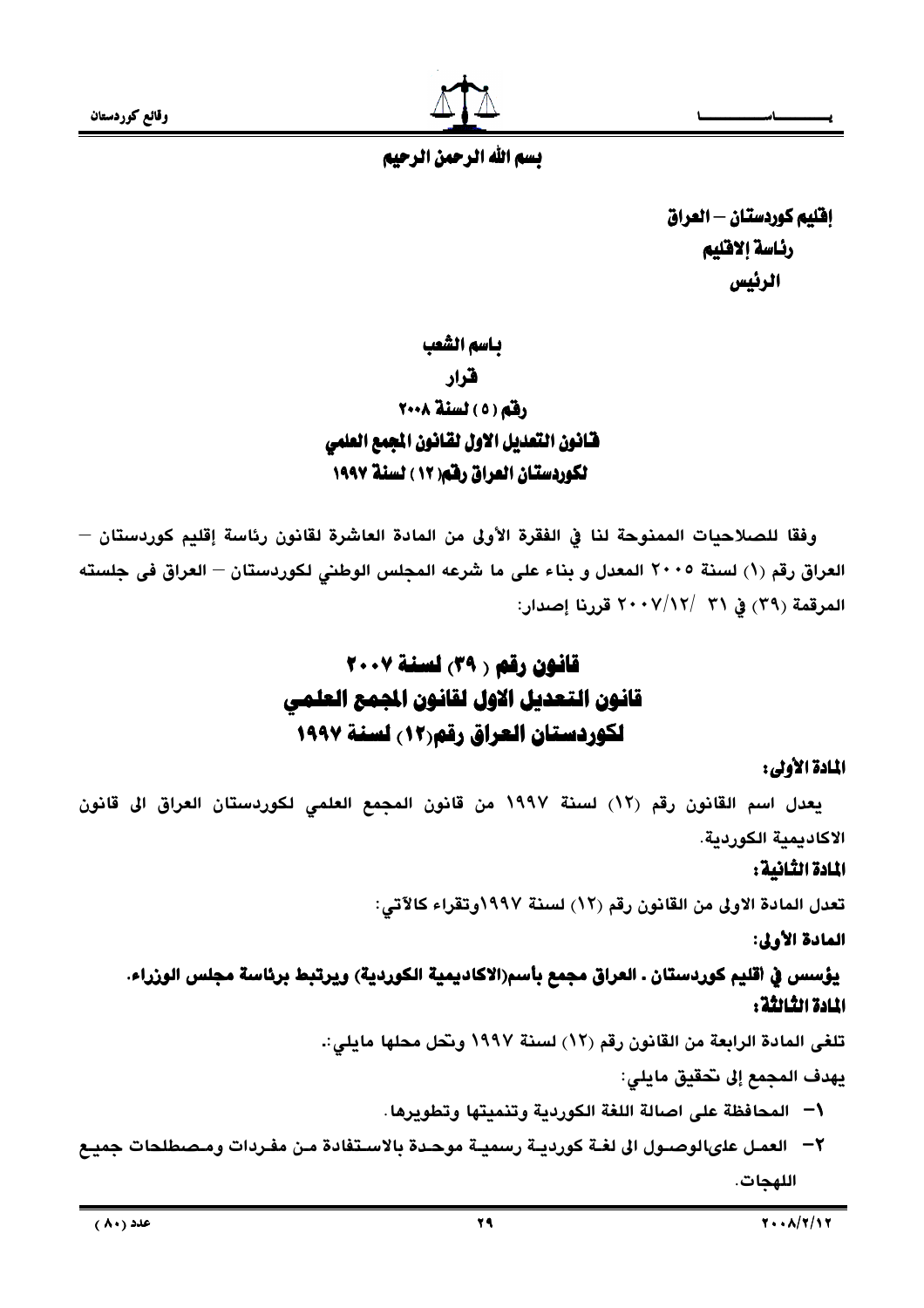بسم الله الرحمن الرحيم

**إقليم كوردستان – العراق**
**رئاسة إلاقليم**
**الرئيس**

## باسم الشعب
## قرار
## رقم (٥) لسنة ٢٠٠٨
## قانون التعديل الاول لقانون المجمع العلمي
## لكوردستان العراق رقم(١٢) لسنة ١٩٩٧

وفقا للصلاحيات الممنوحة لنا في الفقرة الأولى من المادة العاشرة لقانون رئاسة إقليم كوردستان – العراق رقم (١) لسنة ٢٠٠٥ المعدل و بناء على ما شرعه المجلس الوطني لكوردستان – العراق في جلسته المرقمة (٣٩) في ٣١ /٢٠٠٧/١٢ قررنا إصدار:

# قانون رقم (٣٩) لسنة ٢٠٠٧
# قانون التعديل الاول لقانون المجمع العلمي
# لكوردستان العراق رقم(١٢) لسنة ١٩٩٧

**المادة الأولى:**

يعدل اسم القانون رقم (١٢) لسنة ١٩٩٧ من قانون المجمع العلمي لكوردستان العراق الى قانون الاكاديمية الكوردية.

**المادة الثانية:**

تعدل المادة الاولى من القانون رقم (١٢) لسنة ١٩٩٧وتقراء كالآتي:

**المادة الأولى:**

**يؤسس في اقليم كوردستان . العراق مجمع بأسم(الاكاديمية الكوردية) ويرتبط برئاسة مجلس الوزراء.**

**المادة الثالثة:**

تلغى المادة الرابعة من القانون رقم (١٢) لسنة ١٩٩٧ وتحل محلها مايلي:.

يهدف المجمع إلى تحقيق مايلي:

١- المحافظة على اصالة اللغة الكوردية وتنميتها وتطويرها.

٢- العمل علىالوصول الى لغة كوردية رسمية موحدة بالاستفادة من مفردات ومصطلحات جميع اللهجات.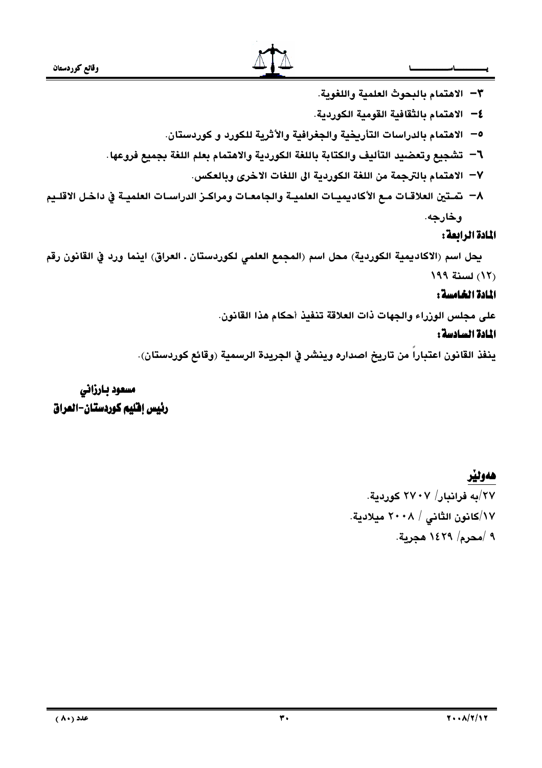٣- الاهتمام بالبحوث العلمية واللغوية.

٤- الاهتمام بالثقافية القومية الكوردية.

٥- الاهتمام بالدراسات التأريخية والجغرافية والأثرية للكورد و كوردستان.

٦- تشجيع وتعضيد التأليف والكتابة باللغة الكوردية والاهتمام بعلم اللغة بجميع فروعها.

٧- الاهتمام بالترجمة من اللغة الكوردية الى اللغات الاخرى وبالعكس.

٨- تمتين العلاقات مع الأكاديميات العلمية والجامعات ومراكز الدراسات العلمية في داخل الاقليم وخارجه.

**المادة الرابعة:**

يحل اسم (الاكاديمية الكوردية) محل اسم (المجمع العلمي لكوردستان ـ العراق) اينما ورد في القانون رقم (١٢) لسنة ١٩٩

**المادة الخامسة:**

على مجلس الوزراء والجهات ذات العلاقة تنفيذ أحكام هذا القانون.

**المادة السادسة:**

ينفذ القانون اعتباراً من تاريخ اصداره وينشر في الجريدة الرسمية (وقائع كوردستان).

**مسعود بارزاني**
**رئيس إقليم كوردستان-العراق**

**هەولێر**

٢٧/به فرانبار/ ٢٧٠٧ كوردية.

١٧/كانون الثاني / ٢٠٠٨ ميلادية.

٩ /محرم/ ١٤٢٩ هجرية.